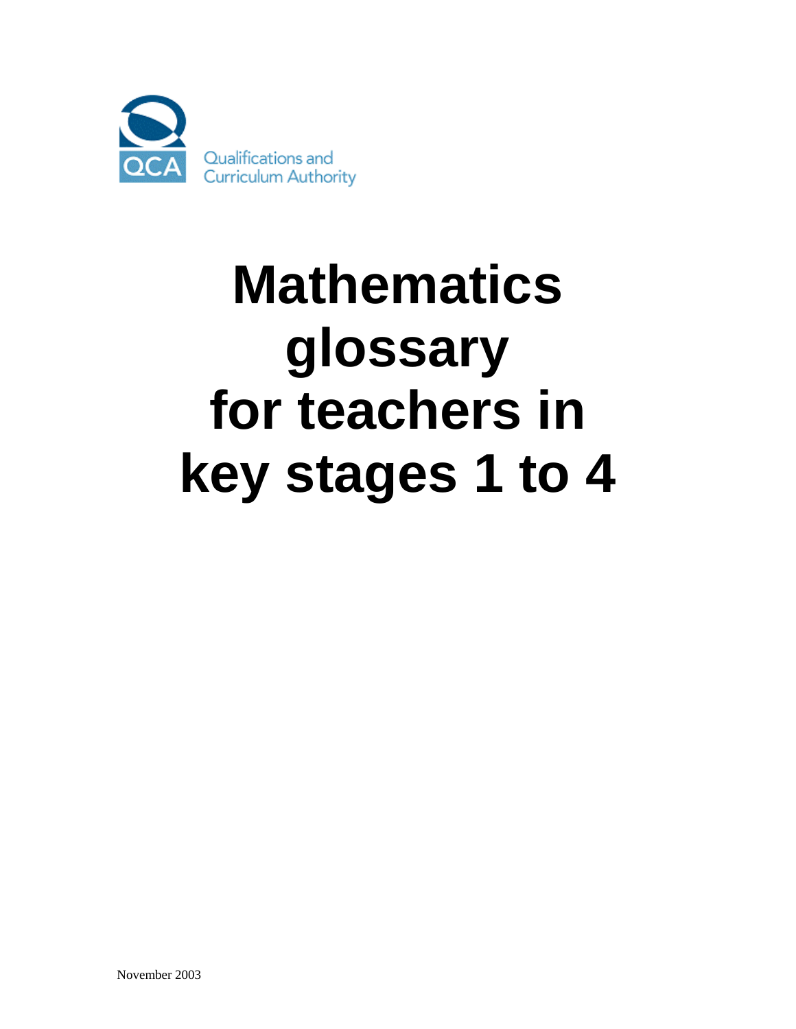Qualifications and Curriculum Authority

# Mathematics glossary for teachers in key stages 1 to 4

November 2003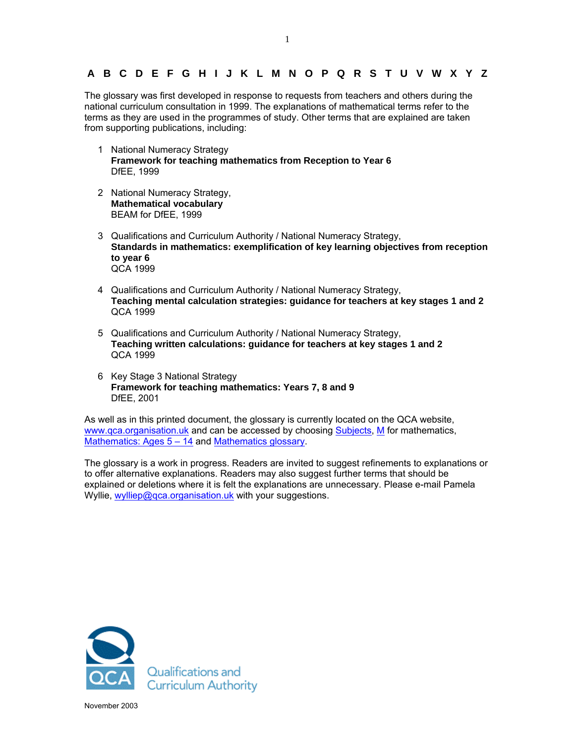A B C D E F G H I J K L M N O P Q R S T U V W X Y Z

The glossary was first developed in response to requests from teachers and others during the national curriculum consultation in 1999. The explanations of mathematical terms refer to the terms as they are used in the programmes of study. Other terms that are explained are taken from supporting publications, including:

1. National Numeracy Strategy
   **Framework for teaching mathematics from Reception to Year 6**
   DfEE, 1999

2. National Numeracy Strategy,
   **Mathematical vocabulary**
   BEAM for DfEE, 1999

3. Qualifications and Curriculum Authority / National Numeracy Strategy,
   **Standards in mathematics: exemplification of key learning objectives from reception to year 6**
   QCA 1999

4. Qualifications and Curriculum Authority / National Numeracy Strategy,
   **Teaching mental calculation strategies: guidance for teachers at key stages 1 and 2**
   QCA 1999

5. Qualifications and Curriculum Authority / National Numeracy Strategy,
   **Teaching written calculations: guidance for teachers at key stages 1 and 2**
   QCA 1999

6. Key Stage 3 National Strategy
   **Framework for teaching mathematics: Years 7, 8 and 9**
   DfEE, 2001

As well as in this printed document, the glossary is currently located on the QCA website, www.qca.organisation.uk and can be accessed by choosing Subjects, M for mathematics, Mathematics: Ages 5 – 14 and Mathematics glossary.

The glossary is a work in progress. Readers are invited to suggest refinements to explanations or to offer alternative explanations. Readers may also suggest further terms that should be explained or deletions where it is felt the explanations are unnecessary. Please e-mail Pamela Wyllie, wylliep@qca.organisation.uk with your suggestions.

QCA Qualifications and Curriculum Authority

November 2003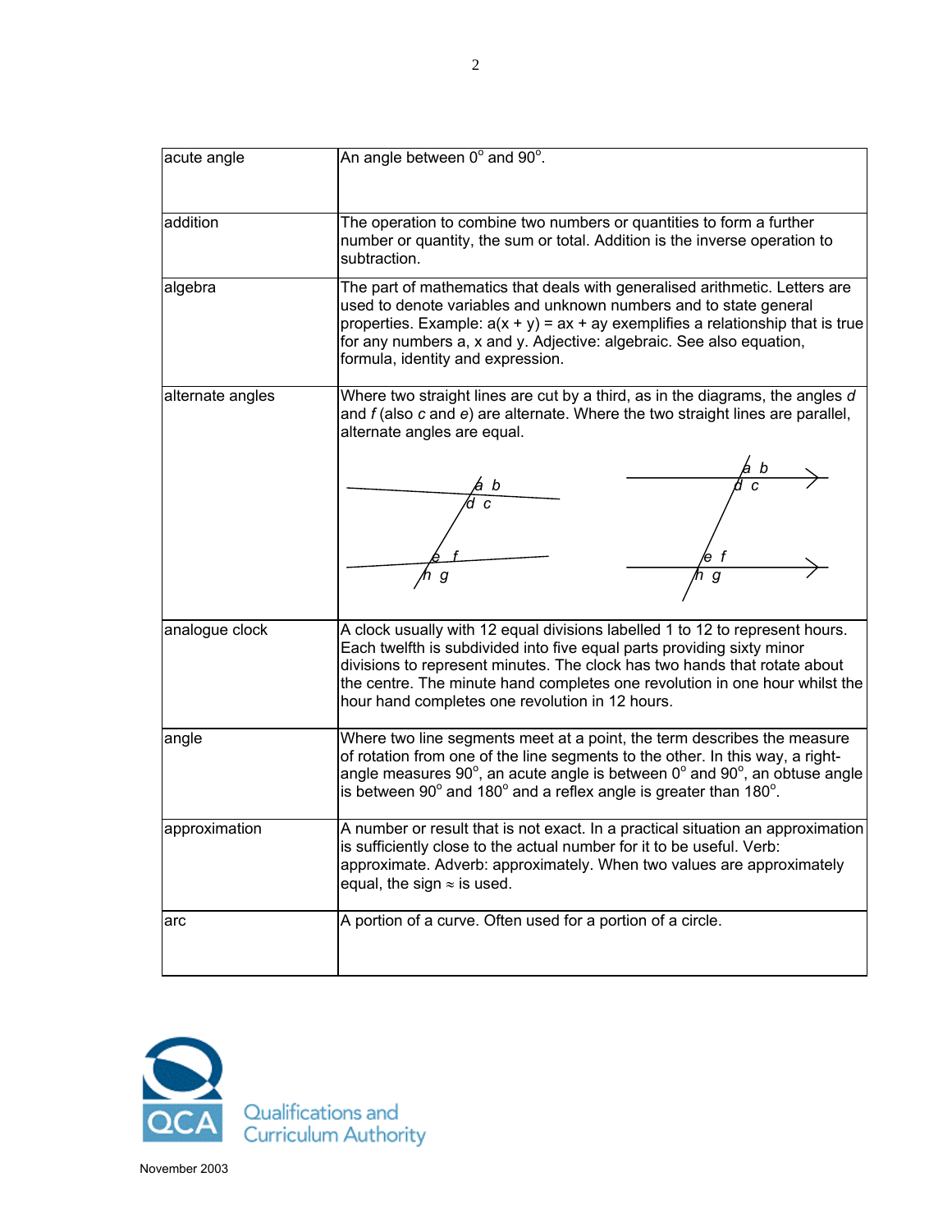| | |
|---|---|
| acute angle | An angle between $0^\circ$ and $90^\circ$. |
| addition | The operation to combine two numbers or quantities to form a further number or quantity, the sum or total. Addition is the inverse operation to subtraction. |
| algebra | The part of mathematics that deals with generalised arithmetic. Letters are used to denote variables and unknown numbers and to state general properties. Example: $a(x + y) = ax + ay$ exemplifies a relationship that is true for any numbers a, x and y. Adjective: algebraic. See also equation, formula, identity and expression. |
| alternate angles | Where two straight lines are cut by a third, as in the diagrams, the angles *d* and *f* (also *c* and *e*) are alternate. Where the two straight lines are parallel, alternate angles are equal. |
| analogue clock | A clock usually with 12 equal divisions labelled 1 to 12 to represent hours. Each twelfth is subdivided into five equal parts providing sixty minor divisions to represent minutes. The clock has two hands that rotate about the centre. The minute hand completes one revolution in one hour whilst the hour hand completes one revolution in 12 hours. |
| angle | Where two line segments meet at a point, the term describes the measure of rotation from one of the line segments to the other. In this way, a right-angle measures $90^\circ$, an acute angle is between $0^\circ$ and $90^\circ$, an obtuse angle is between $90^\circ$ and $180^\circ$ and a reflex angle is greater than $180^\circ$. |
| approximation | A number or result that is not exact. In a practical situation an approximation is sufficiently close to the actual number for it to be useful. Verb: approximate. Adverb: approximately. When two values are approximately equal, the sign $\approx$ is used. |
| arc | A portion of a curve. Often used for a portion of a circle. |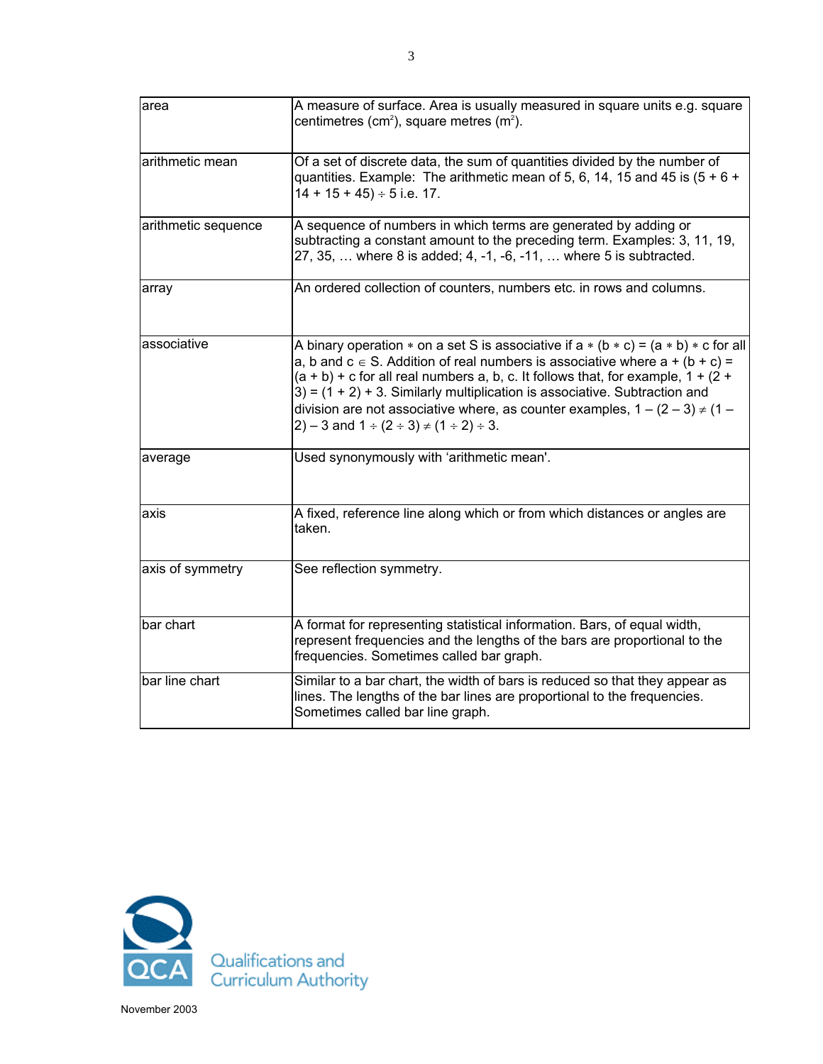| | |
|---|---|
| area | A measure of surface. Area is usually measured in square units e.g. square centimetres ($cm^2$), square metres ($m^2$). |
| arithmetic mean | Of a set of discrete data, the sum of quantities divided by the number of quantities. Example: The arithmetic mean of 5, 6, 14, 15 and 45 is $(5 + 6 + 14 + 15 + 45) \div 5$ i.e. 17. |
| arithmetic sequence | A sequence of numbers in which terms are generated by adding or subtracting a constant amount to the preceding term. Examples: 3, 11, 19, 27, 35, … where 8 is added; 4, -1, -6, -11, … where 5 is subtracted. |
| array | An ordered collection of counters, numbers etc. in rows and columns. |
| associative | A binary operation $*$ on a set S is associative if $a * (b * c) = (a * b) * c$ for all a, b and $c \in S$. Addition of real numbers is associative where $a + (b + c) = (a + b) + c$ for all real numbers a, b, c. It follows that, for example, $1 + (2 + 3) = (1 + 2) + 3$. Similarly multiplication is associative. Subtraction and division are not associative where, as counter examples, $1 - (2 - 3) \neq (1 - 2) - 3$ and $1 \div (2 \div 3) \neq (1 \div 2) \div 3$. |
| average | Used synonymously with 'arithmetic mean'. |
| axis | A fixed, reference line along which or from which distances or angles are taken. |
| axis of symmetry | See reflection symmetry. |
| bar chart | A format for representing statistical information. Bars, of equal width, represent frequencies and the lengths of the bars are proportional to the frequencies. Sometimes called bar graph. |
| bar line chart | Similar to a bar chart, the width of bars is reduced so that they appear as lines. The lengths of the bar lines are proportional to the frequencies. Sometimes called bar line graph. |

Qualifications and Curriculum Authority

November 2003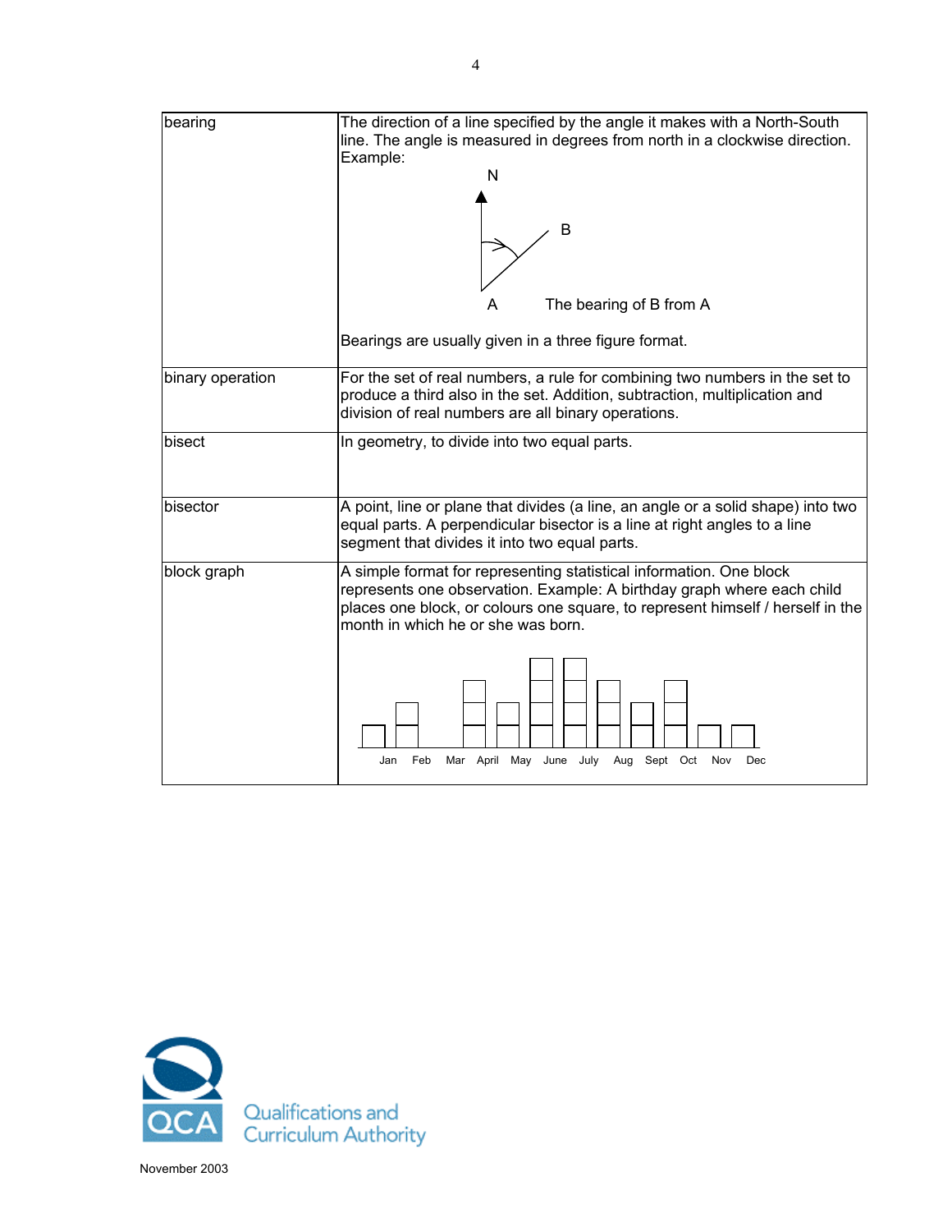| | |
|---|---|
| bearing | The direction of a line specified by the angle it makes with a North-South line. The angle is measured in degrees from north in a clockwise direction. Example: N, B, A — The bearing of B from A. Bearings are usually given in a three figure format. |
| binary operation | For the set of real numbers, a rule for combining two numbers in the set to produce a third also in the set. Addition, subtraction, multiplication and division of real numbers are all binary operations. |
| bisect | In geometry, to divide into two equal parts. |
| bisector | A point, line or plane that divides (a line, an angle or a solid shape) into two equal parts. A perpendicular bisector is a line at right angles to a line segment that divides it into two equal parts. |
| block graph | A simple format for representing statistical information. One block represents one observation. Example: A birthday graph where each child places one block, or colours one square, to represent himself / herself in the month in which he or she was born. Jan Feb Mar April May June July Aug Sept Oct Nov Dec |

November 2003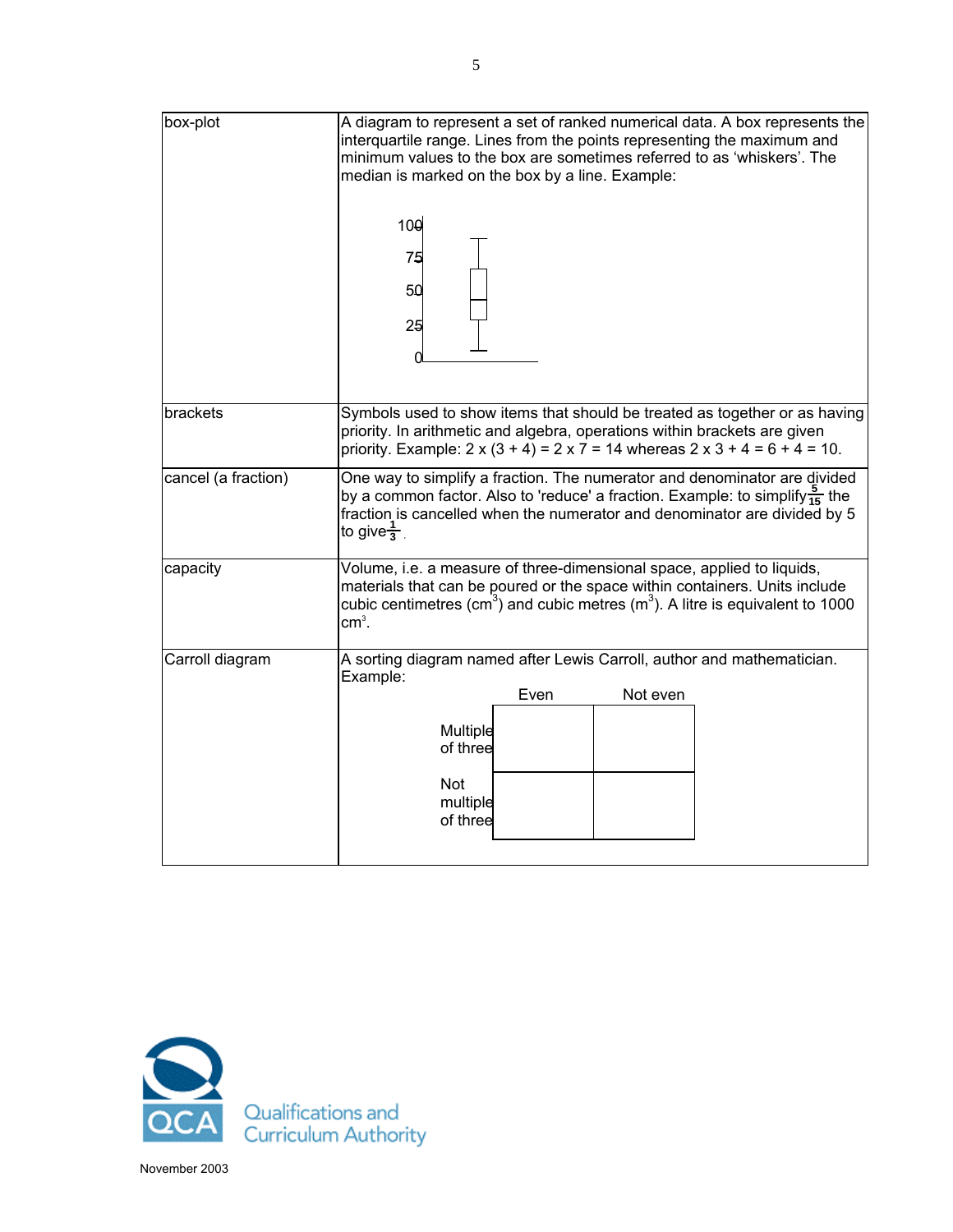| | |
|---|---|
| box-plot | A diagram to represent a set of ranked numerical data. A box represents the interquartile range. Lines from the points representing the maximum and minimum values to the box are sometimes referred to as 'whiskers'. The median is marked on the box by a line. Example: |
| brackets | Symbols used to show items that should be treated as together or as having priority. In arithmetic and algebra, operations within brackets are given priority. Example: 2 x (3 + 4) = 2 x 7 = 14 whereas 2 x 3 + 4 = 6 + 4 = 10. |
| cancel (a fraction) | One way to simplify a fraction. The numerator and denominator are divided by a common factor. Also to 'reduce' a fraction. Example: to simplify $\frac{5}{15}$ the fraction is cancelled when the numerator and denominator are divided by 5 to give $\frac{1}{3}$. |
| capacity | Volume, i.e. a measure of three-dimensional space, applied to liquids, materials that can be poured or the space within containers. Units include cubic centimetres ($cm^3$) and cubic metres ($m^3$). A litre is equivalent to 1000 $cm^3$. |
| Carroll diagram | A sorting diagram named after Lewis Carroll, author and mathematician. Example: |

| | Even | Not even |
|---|---|---|
| Multiple of three | | |
| Not multiple of three | | |

Qualifications and Curriculum Authority

November 2003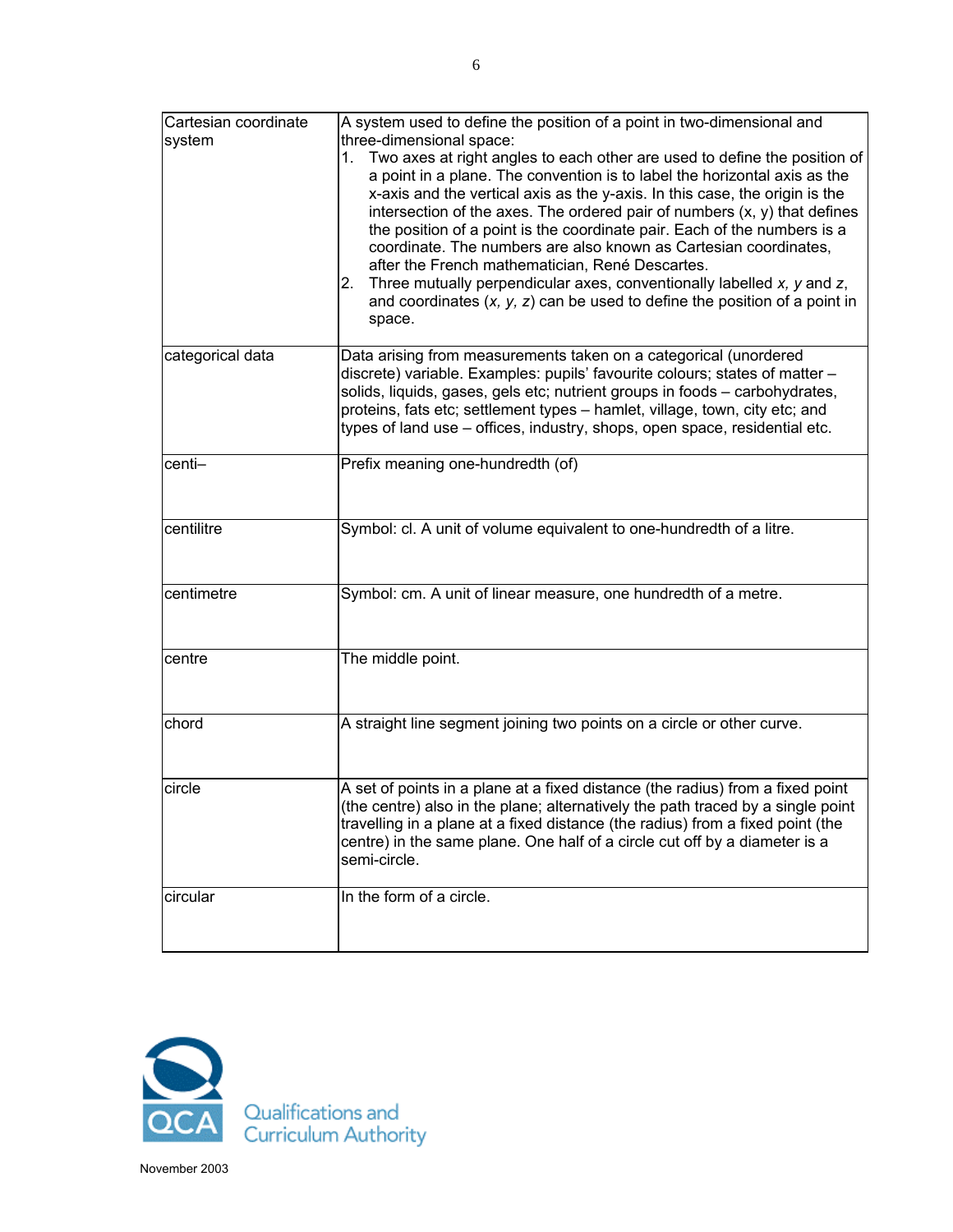| | |
|---|---|
| Cartesian coordinate system | A system used to define the position of a point in two-dimensional and three-dimensional space:<br>1. Two axes at right angles to each other are used to define the position of a point in a plane. The convention is to label the horizontal axis as the x-axis and the vertical axis as the y-axis. In this case, the origin is the intersection of the axes. The ordered pair of numbers (x, y) that defines the position of a point is the coordinate pair. Each of the numbers is a coordinate. The numbers are also known as Cartesian coordinates, after the French mathematician, René Descartes.<br>2. Three mutually perpendicular axes, conventionally labelled *x, y* and *z*, and coordinates (*x, y, z*) can be used to define the position of a point in space. |
| categorical data | Data arising from measurements taken on a categorical (unordered discrete) variable. Examples: pupils' favourite colours; states of matter – solids, liquids, gases, gels etc; nutrient groups in foods – carbohydrates, proteins, fats etc; settlement types – hamlet, village, town, city etc; and types of land use – offices, industry, shops, open space, residential etc. |
| centi– | Prefix meaning one-hundredth (of) |
| centilitre | Symbol: cl. A unit of volume equivalent to one-hundredth of a litre. |
| centimetre | Symbol: cm. A unit of linear measure, one hundredth of a metre. |
| centre | The middle point. |
| chord | A straight line segment joining two points on a circle or other curve. |
| circle | A set of points in a plane at a fixed distance (the radius) from a fixed point (the centre) also in the plane; alternatively the path traced by a single point travelling in a plane at a fixed distance (the radius) from a fixed point (the centre) in the same plane. One half of a circle cut off by a diameter is a semi-circle. |
| circular | In the form of a circle. |

QCA Qualifications and Curriculum Authority

November 2003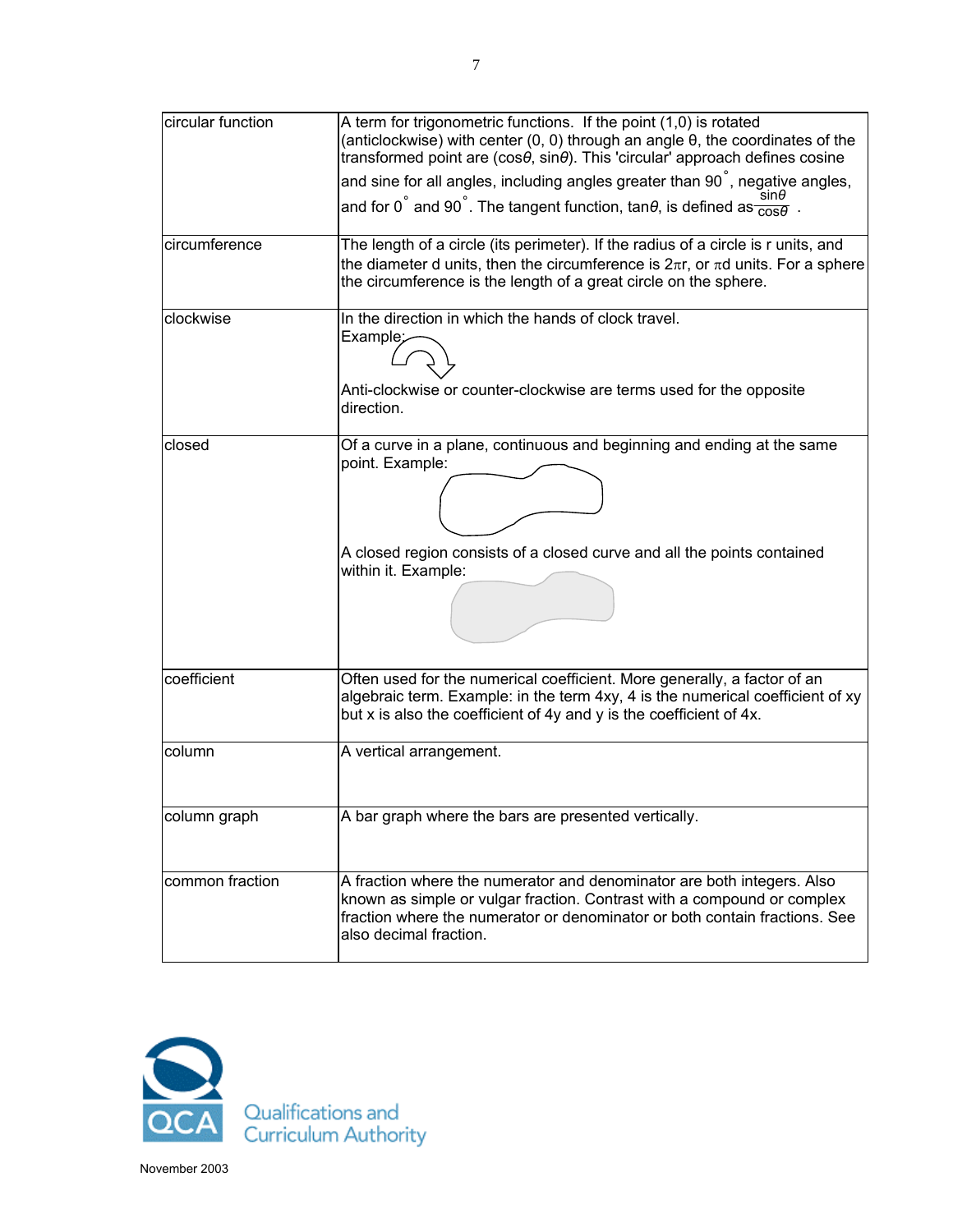| | |
|---|---|
| circular function | A term for trigonometric functions. If the point (1,0) is rotated (anticlockwise) with center (0, 0) through an angle θ, the coordinates of the transformed point are ($\cos\theta$, $\sin\theta$). This 'circular' approach defines cosine and sine for all angles, including angles greater than 90°, negative angles, and for 0° and 90°. The tangent function, $\tan\theta$, is defined as $\frac{\sin\theta}{\cos\theta}$. |
| circumference | The length of a circle (its perimeter). If the radius of a circle is r units, and the diameter d units, then the circumference is $2\pi r$, or $\pi d$ units. For a sphere the circumference is the length of a great circle on the sphere. |
| clockwise | In the direction in which the hands of clock travel. Example: Anti-clockwise or counter-clockwise are terms used for the opposite direction. |
| closed | Of a curve in a plane, continuous and beginning and ending at the same point. Example: A closed region consists of a closed curve and all the points contained within it. Example: |
| coefficient | Often used for the numerical coefficient. More generally, a factor of an algebraic term. Example: in the term 4xy, 4 is the numerical coefficient of xy but x is also the coefficient of 4y and y is the coefficient of 4x. |
| column | A vertical arrangement. |
| column graph | A bar graph where the bars are presented vertically. |
| common fraction | A fraction where the numerator and denominator are both integers. Also known as simple or vulgar fraction. Contrast with a compound or complex fraction where the numerator or denominator or both contain fractions. See also decimal fraction. |

Qualifications and Curriculum Authority

November 2003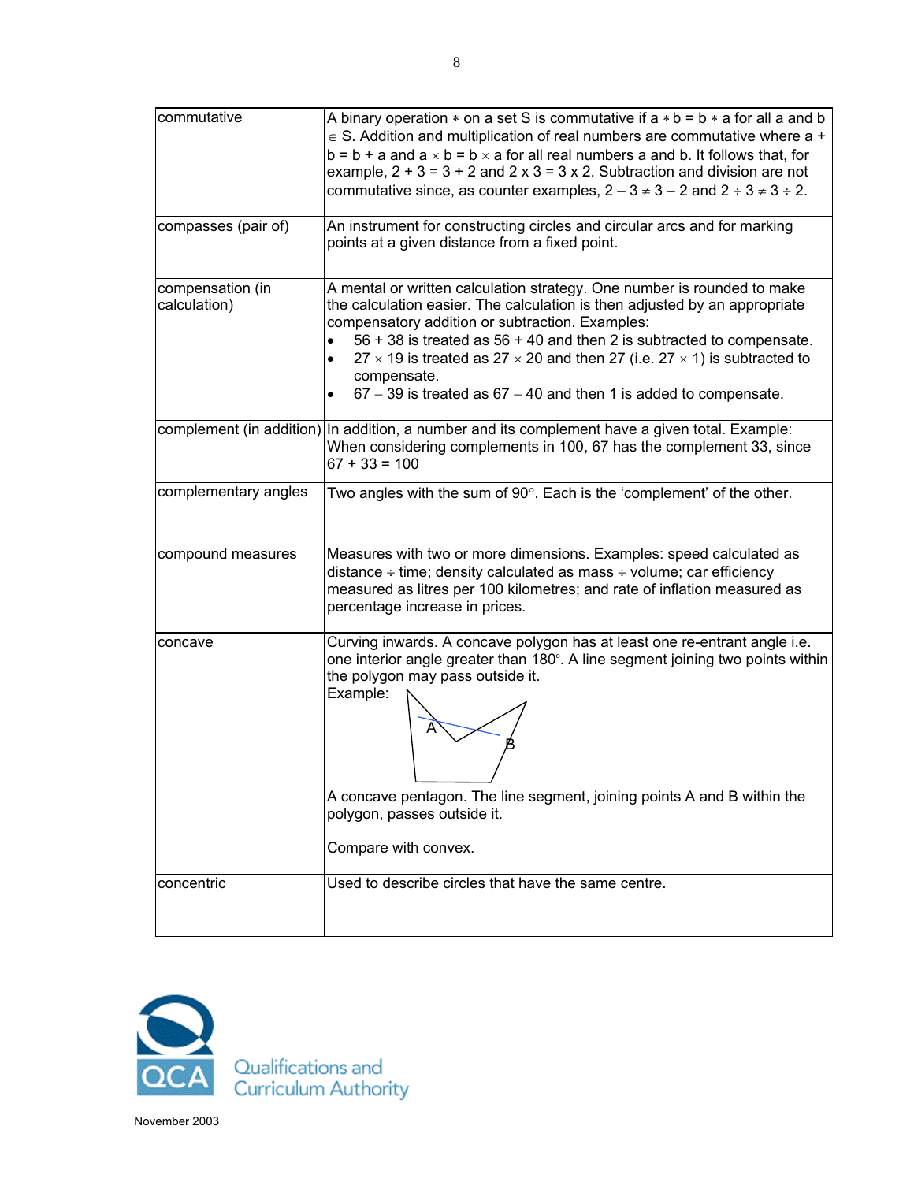| | |
|---|---|
| commutative | A binary operation $*$ on a set S is commutative if $a * b = b * a$ for all a and b $\in$ S. Addition and multiplication of real numbers are commutative where $a + b = b + a$ and $a \times b = b \times a$ for all real numbers a and b. It follows that, for example, $2 + 3 = 3 + 2$ and $2 \times 3 = 3 \times 2$. Subtraction and division are not commutative since, as counter examples, $2 - 3 \neq 3 - 2$ and $2 \div 3 \neq 3 \div 2$. |
| compasses (pair of) | An instrument for constructing circles and circular arcs and for marking points at a given distance from a fixed point. |
| compensation (in calculation) | A mental or written calculation strategy. One number is rounded to make the calculation easier. The calculation is then adjusted by an appropriate compensatory addition or subtraction. Examples:<br>• 56 + 38 is treated as 56 + 40 and then 2 is subtracted to compensate.<br>• 27 × 19 is treated as 27 × 20 and then 27 (i.e. 27 × 1) is subtracted to compensate.<br>• 67 – 39 is treated as 67 – 40 and then 1 is added to compensate. |
| complement (in addition) | In addition, a number and its complement have a given total. Example: When considering complements in 100, 67 has the complement 33, since 67 + 33 = 100 |
| complementary angles | Two angles with the sum of 90°. Each is the 'complement' of the other. |
| compound measures | Measures with two or more dimensions. Examples: speed calculated as distance ÷ time; density calculated as mass ÷ volume; car efficiency measured as litres per 100 kilometres; and rate of inflation measured as percentage increase in prices. |
| concave | Curving inwards. A concave polygon has at least one re-entrant angle i.e. one interior angle greater than 180°. A line segment joining two points within the polygon may pass outside it.<br>Example:<br>A concave pentagon. The line segment, joining points A and B within the polygon, passes outside it.<br><br>Compare with convex. |
| concentric | Used to describe circles that have the same centre. |

November 2003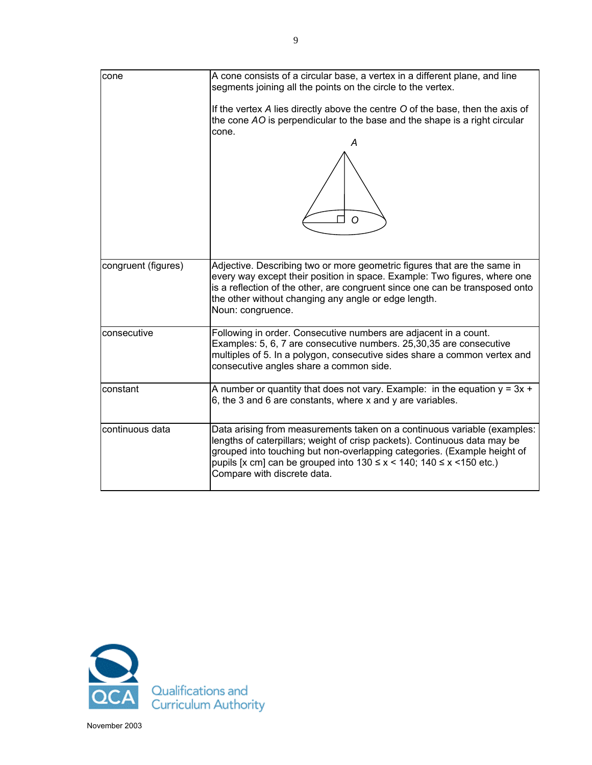| | |
|---|---|
| cone | A cone consists of a circular base, a vertex in a different plane, and line segments joining all the points on the circle to the vertex.<br><br>If the vertex *A* lies directly above the centre *O* of the base, then the axis of the cone *AO* is perpendicular to the base and the shape is a right circular cone. |
| congruent (figures) | Adjective. Describing two or more geometric figures that are the same in every way except their position in space. Example: Two figures, where one is a reflection of the other, are congruent since one can be transposed onto the other without changing any angle or edge length.<br>Noun: congruence. |
| consecutive | Following in order. Consecutive numbers are adjacent in a count. Examples: 5, 6, 7 are consecutive numbers. 25,30,35 are consecutive multiples of 5. In a polygon, consecutive sides share a common vertex and consecutive angles share a common side. |
| constant | A number or quantity that does not vary. Example: in the equation $y = 3x + 6$, the 3 and 6 are constants, where x and y are variables. |
| continuous data | Data arising from measurements taken on a continuous variable (examples: lengths of caterpillars; weight of crisp packets). Continuous data may be grouped into touching but non-overlapping categories. (Example height of pupils [x cm] can be grouped into $130 \le x < 140$; $140 \le x < 150$ etc.) Compare with discrete data. |

November 2003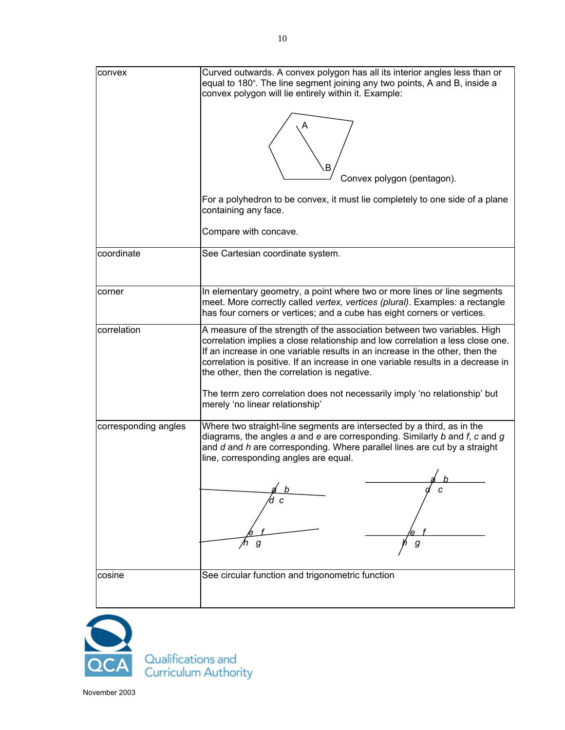| | |
|---|---|
| convex | Curved outwards. A convex polygon has all its interior angles less than or equal to 180°. The line segment joining any two points, A and B, inside a convex polygon will lie entirely within it. Example:<br><br>Convex polygon (pentagon).<br><br>For a polyhedron to be convex, it must lie completely to one side of a plane containing any face.<br><br>Compare with concave. |
| coordinate | See Cartesian coordinate system. |
| corner | In elementary geometry, a point where two or more lines or line segments meet. More correctly called *vertex, vertices (plural)*. Examples: a rectangle has four corners or vertices; and a cube has eight corners or vertices. |
| correlation | A measure of the strength of the association between two variables. High correlation implies a close relationship and low correlation a less close one. If an increase in one variable results in an increase in the other, then the correlation is positive. If an increase in one variable results in a decrease in the other, then the correlation is negative.<br><br>The term zero correlation does not necessarily imply 'no relationship' but merely 'no linear relationship' |
| corresponding angles | Where two straight-line segments are intersected by a third, as in the diagrams, the angles $a$ and $e$ are corresponding. Similarly $b$ and $f$, $c$ and $g$ and $d$ and $h$ are corresponding. Where parallel lines are cut by a straight line, corresponding angles are equal. |
| cosine | See circular function and trigonometric function |

November 2003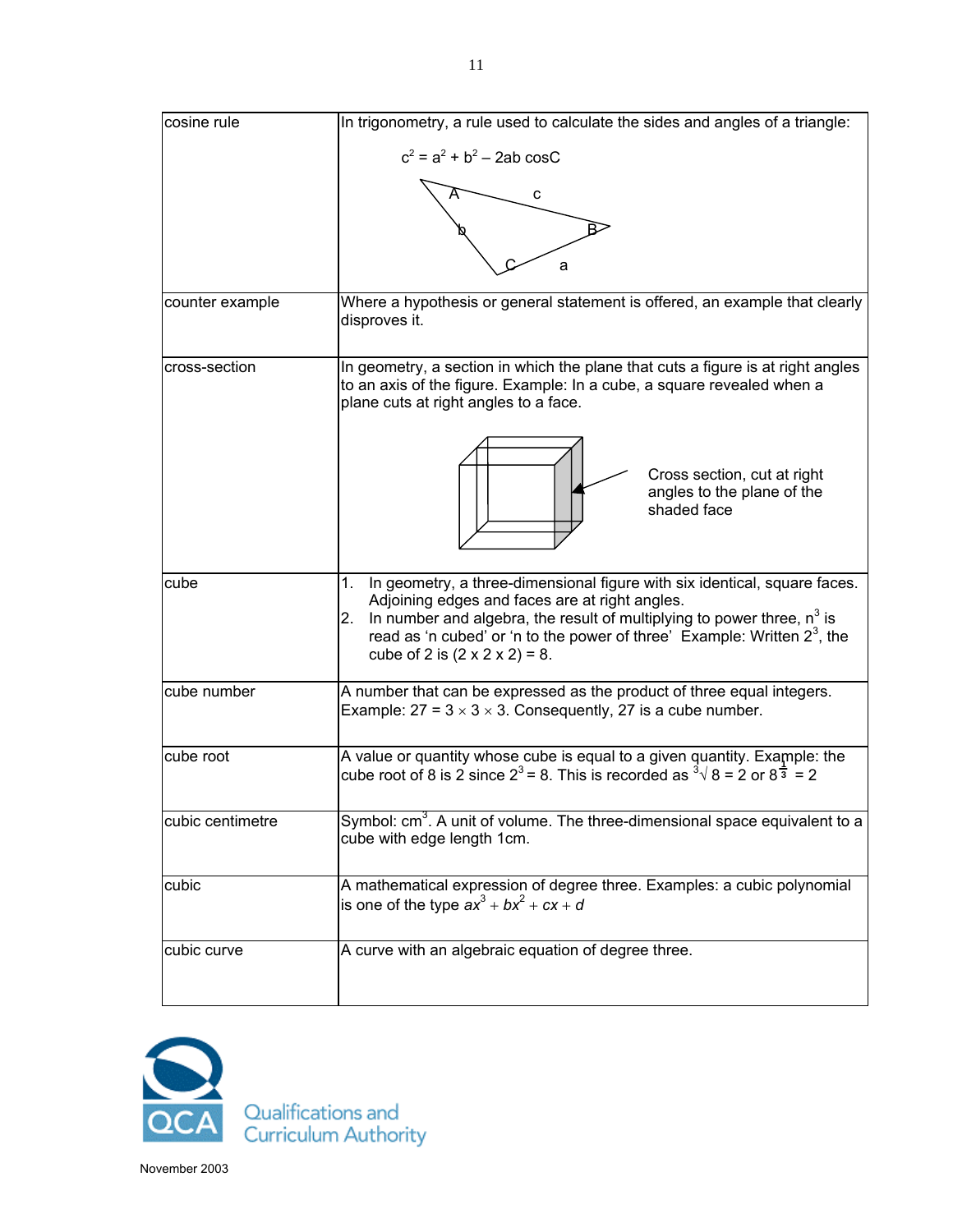| | |
|---|---|
| cosine rule | In trigonometry, a rule used to calculate the sides and angles of a triangle: $c^2 = a^2 + b^2 – 2ab \cos C$ |
| counter example | Where a hypothesis or general statement is offered, an example that clearly disproves it. |
| cross-section | In geometry, a section in which the plane that cuts a figure is at right angles to an axis of the figure. Example: In a cube, a square revealed when a plane cuts at right angles to a face. Cross section, cut at right angles to the plane of the shaded face |
| cube | 1. In geometry, a three-dimensional figure with six identical, square faces. Adjoining edges and faces are at right angles. 2. In number and algebra, the result of multiplying to power three, $n^3$ is read as 'n cubed' or 'n to the power of three' Example: Written $2^3$, the cube of 2 is (2 x 2 x 2) = 8. |
| cube number | A number that can be expressed as the product of three equal integers. Example: 27 = 3 × 3 × 3. Consequently, 27 is a cube number. |
| cube root | A value or quantity whose cube is equal to a given quantity. Example: the cube root of 8 is 2 since $2^3 = 8$. This is recorded as $\sqrt[3]{8} = 2$ or $8^{\frac{1}{3}} = 2$ |
| cubic centimetre | Symbol: $cm^3$. A unit of volume. The three-dimensional space equivalent to a cube with edge length 1cm. |
| cubic | A mathematical expression of degree three. Examples: a cubic polynomial is one of the type $ax^3 + bx^2 + cx + d$ |
| cubic curve | A curve with an algebraic equation of degree three. |

Qualifications and Curriculum Authority

November 2003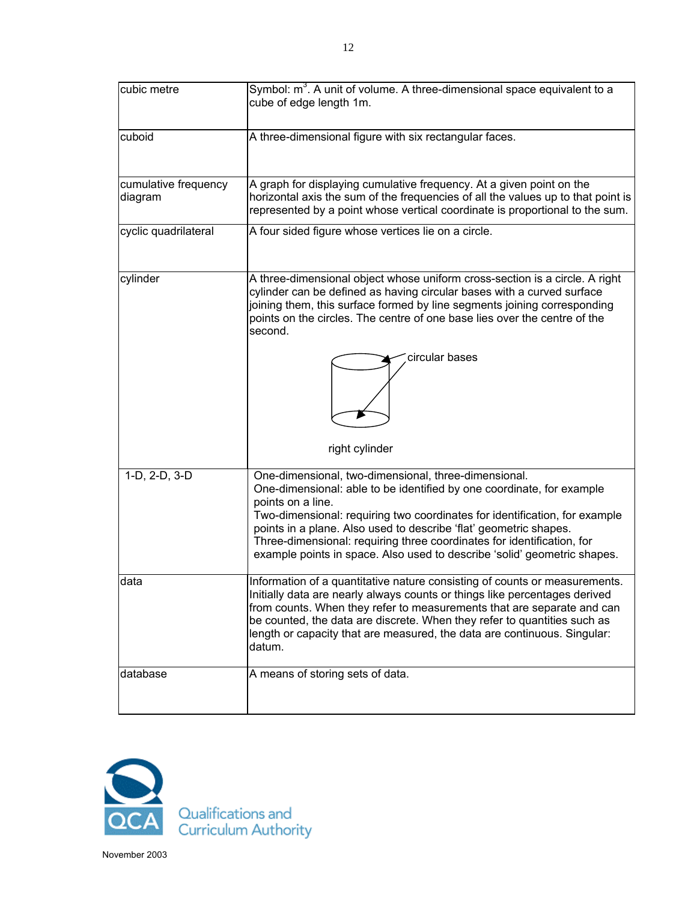| | |
|---|---|
| cubic metre | Symbol: $m^3$. A unit of volume. A three-dimensional space equivalent to a cube of edge length 1m. |
| cuboid | A three-dimensional figure with six rectangular faces. |
| cumulative frequency diagram | A graph for displaying cumulative frequency. At a given point on the horizontal axis the sum of the frequencies of all the values up to that point is represented by a point whose vertical coordinate is proportional to the sum. |
| cyclic quadrilateral | A four sided figure whose vertices lie on a circle. |
| cylinder | A three-dimensional object whose uniform cross-section is a circle. A right cylinder can be defined as having circular bases with a curved surface joining them, this surface formed by line segments joining corresponding points on the circles. The centre of one base lies over the centre of the second.<br><br>circular bases<br><br>right cylinder |
| 1-D, 2-D, 3-D | One-dimensional, two-dimensional, three-dimensional.<br>One-dimensional: able to be identified by one coordinate, for example points on a line.<br>Two-dimensional: requiring two coordinates for identification, for example points in a plane. Also used to describe 'flat' geometric shapes.<br>Three-dimensional: requiring three coordinates for identification, for example points in space. Also used to describe 'solid' geometric shapes. |
| data | Information of a quantitative nature consisting of counts or measurements. Initially data are nearly always counts or things like percentages derived from counts. When they refer to measurements that are separate and can be counted, the data are discrete. When they refer to quantities such as length or capacity that are measured, the data are continuous. Singular: datum. |
| database | A means of storing sets of data. |

Qualifications and Curriculum Authority

November 2003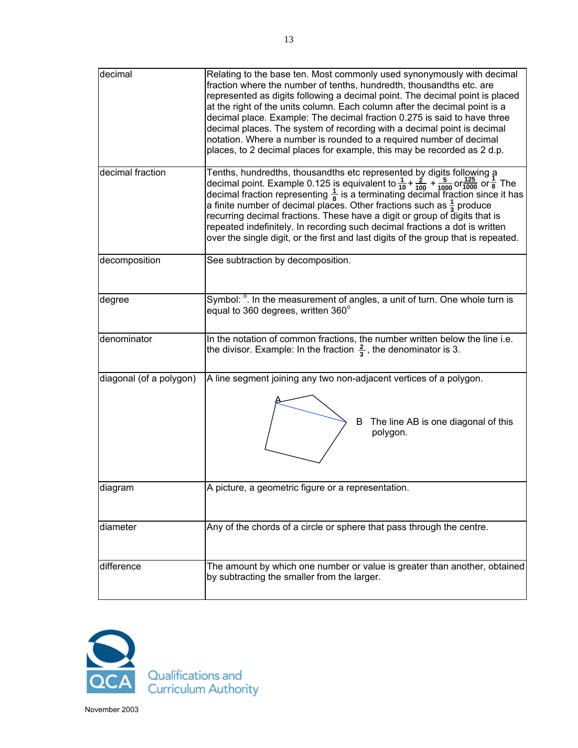| | |
|---|---|
| decimal | Relating to the base ten. Most commonly used synonymously with decimal fraction where the number of tenths, hundredth, thousandths etc. are represented as digits following a decimal point. The decimal point is placed at the right of the units column. Each column after the decimal point is a decimal place. Example: The decimal fraction 0.275 is said to have three decimal places. The system of recording with a decimal point is decimal notation. Where a number is rounded to a required number of decimal places, to 2 decimal places for example, this may be recorded as 2 d.p. |
| decimal fraction | Tenths, hundredths, thousandths etc represented by digits following a decimal point. Example 0.125 is equivalent to $\frac{1}{10} + \frac{2}{100} + \frac{5}{1000}$ or $\frac{125}{1000}$ or $\frac{1}{8}$. The decimal fraction representing $\frac{1}{8}$ is a terminating decimal fraction since it has a finite number of decimal places. Other fractions such as $\frac{1}{3}$ produce recurring decimal fractions. These have a digit or group of digits that is repeated indefinitely. In recording such decimal fractions a dot is written over the single digit, or the first and last digits of the group that is repeated. |
| decomposition | See subtraction by decomposition. |
| degree | Symbol: °. In the measurement of angles, a unit of turn. One whole turn is equal to 360 degrees, written 360° |
| denominator | In the notation of common fractions, the number written below the line i.e. the divisor. Example: In the fraction $\frac{2}{3}$, the denominator is 3. |
| diagonal (of a polygon) | A line segment joining any two non-adjacent vertices of a polygon. The line AB is one diagonal of this polygon. |
| diagram | A picture, a geometric figure or a representation. |
| diameter | Any of the chords of a circle or sphere that pass through the centre. |
| difference | The amount by which one number or value is greater than another, obtained by subtracting the smaller from the larger. |

Qualifications and Curriculum Authority

November 2003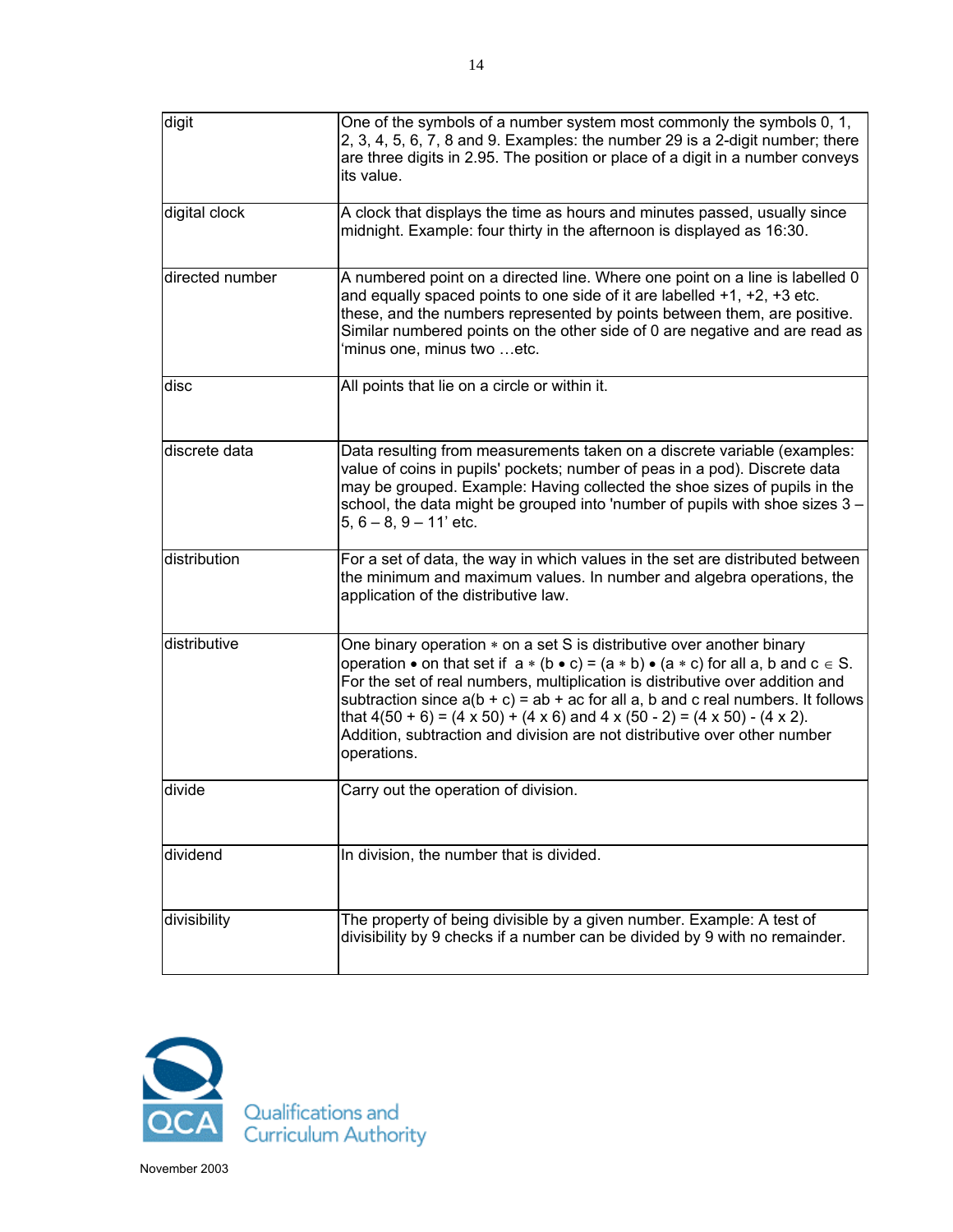| | |
|---|---|
| digit | One of the symbols of a number system most commonly the symbols 0, 1, 2, 3, 4, 5, 6, 7, 8 and 9. Examples: the number 29 is a 2-digit number; there are three digits in 2.95. The position or place of a digit in a number conveys its value. |
| digital clock | A clock that displays the time as hours and minutes passed, usually since midnight. Example: four thirty in the afternoon is displayed as 16:30. |
| directed number | A numbered point on a directed line. Where one point on a line is labelled 0 and equally spaced points to one side of it are labelled +1, +2, +3 etc. these, and the numbers represented by points between them, are positive. Similar numbered points on the other side of 0 are negative and are read as 'minus one, minus two …etc. |
| disc | All points that lie on a circle or within it. |
| discrete data | Data resulting from measurements taken on a discrete variable (examples: value of coins in pupils' pockets; number of peas in a pod). Discrete data may be grouped. Example: Having collected the shoe sizes of pupils in the school, the data might be grouped into 'number of pupils with shoe sizes 3 – 5, 6 – 8, 9 – 11' etc. |
| distribution | For a set of data, the way in which values in the set are distributed between the minimum and maximum values. In number and algebra operations, the application of the distributive law. |
| distributive | One binary operation $*$ on a set S is distributive over another binary operation $\bullet$ on that set if $a * (b \bullet c) = (a * b) \bullet (a * c)$ for all a, b and c $\in$ S. For the set of real numbers, multiplication is distributive over addition and subtraction since $a(b + c) = ab + ac$ for all a, b and c real numbers. It follows that 4(50 + 6) = (4 x 50) + (4 x 6) and 4 x (50 - 2) = (4 x 50) - (4 x 2). Addition, subtraction and division are not distributive over other number operations. |
| divide | Carry out the operation of division. |
| dividend | In division, the number that is divided. |
| divisibility | The property of being divisible by a given number. Example: A test of divisibility by 9 checks if a number can be divided by 9 with no remainder. |

QCA Qualifications and Curriculum Authority

November 2003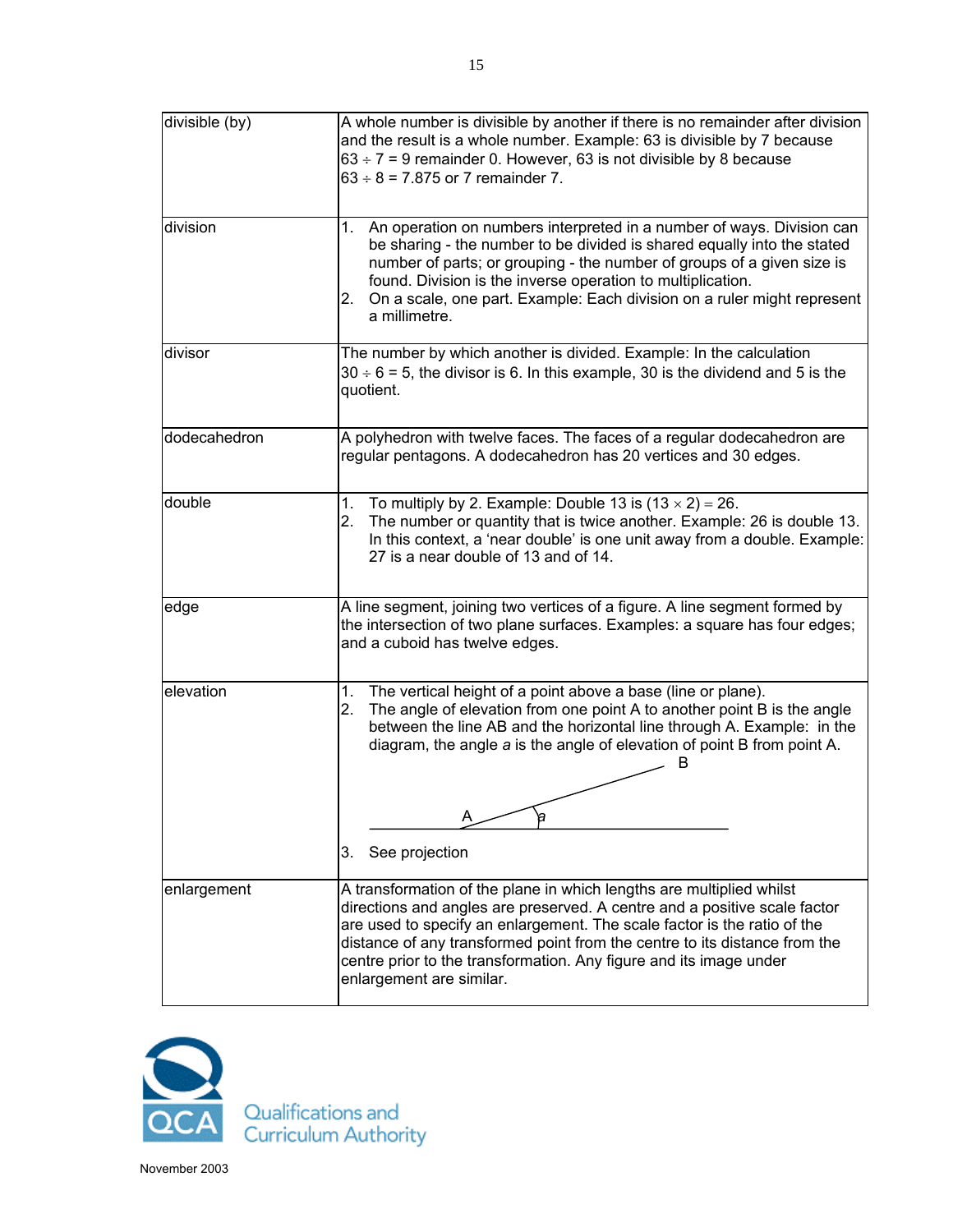| | |
|---|---|
| divisible (by) | A whole number is divisible by another if there is no remainder after division and the result is a whole number. Example: 63 is divisible by 7 because $63 \div 7 = 9$ remainder 0. However, 63 is not divisible by 8 because $63 \div 8 = 7.875$ or 7 remainder 7. |
| division | 1. An operation on numbers interpreted in a number of ways. Division can be sharing - the number to be divided is shared equally into the stated number of parts; or grouping - the number of groups of a given size is found. Division is the inverse operation to multiplication.<br>2. On a scale, one part. Example: Each division on a ruler might represent a millimetre. |
| divisor | The number by which another is divided. Example: In the calculation $30 \div 6 = 5$, the divisor is 6. In this example, 30 is the dividend and 5 is the quotient. |
| dodecahedron | A polyhedron with twelve faces. The faces of a regular dodecahedron are regular pentagons. A dodecahedron has 20 vertices and 30 edges. |
| double | 1. To multiply by 2. Example: Double 13 is $(13 \times 2) = 26$.<br>2. The number or quantity that is twice another. Example: 26 is double 13. In this context, a 'near double' is one unit away from a double. Example: 27 is a near double of 13 and of 14. |
| edge | A line segment, joining two vertices of a figure. A line segment formed by the intersection of two plane surfaces. Examples: a square has four edges; and a cuboid has twelve edges. |
| elevation | 1. The vertical height of a point above a base (line or plane).<br>2. The angle of elevation from one point A to another point B is the angle between the line AB and the horizontal line through A. Example: in the diagram, the angle *a* is the angle of elevation of point B from point A.<br>3. See projection |
| enlargement | A transformation of the plane in which lengths are multiplied whilst directions and angles are preserved. A centre and a positive scale factor are used to specify an enlargement. The scale factor is the ratio of the distance of any transformed point from the centre to its distance from the centre prior to the transformation. Any figure and its image under enlargement are similar. |

Qualifications and Curriculum Authority

November 2003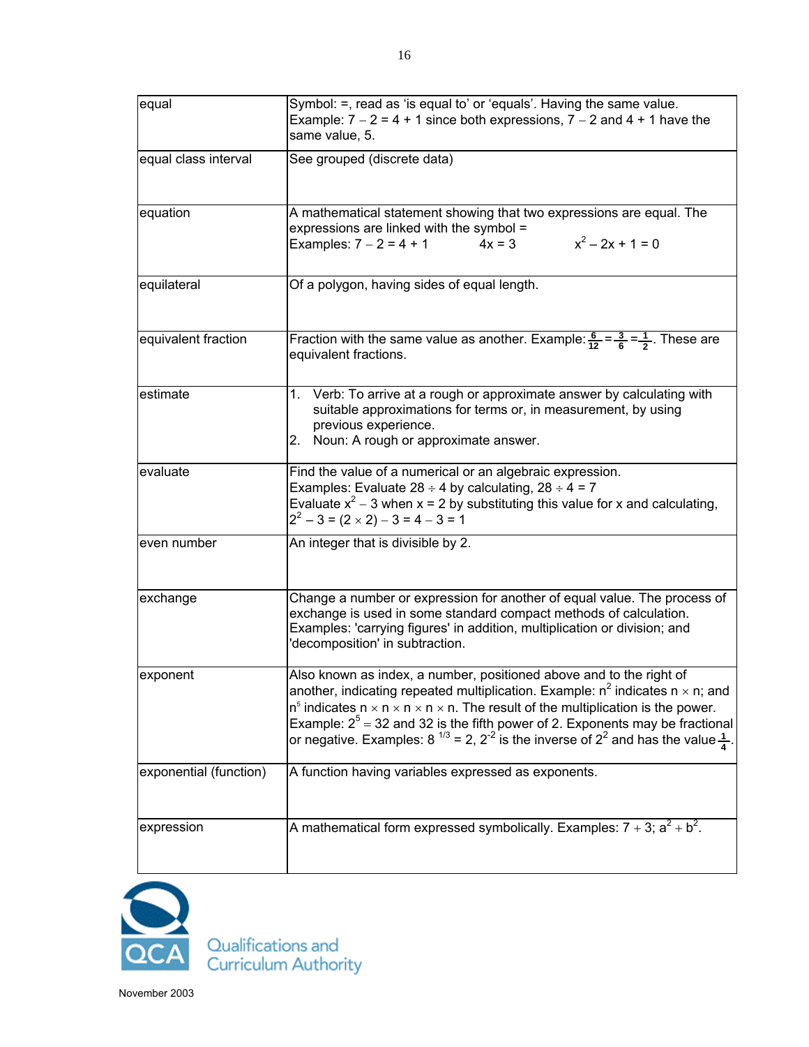| | |
|---|---|
| equal | Symbol: =, read as 'is equal to' or 'equals'. Having the same value. Example: $7 - 2 = 4 + 1$ since both expressions, $7 - 2$ and $4 + 1$ have the same value, 5. |
| equal class interval | See grouped (discrete data) |
| equation | A mathematical statement showing that two expressions are equal. The expressions are linked with the symbol = <br>Examples: $7 - 2 = 4 + 1$     $4x = 3$     $x^2 - 2x + 1 = 0$ |
| equilateral | Of a polygon, having sides of equal length. |
| equivalent fraction | Fraction with the same value as another. Example: $\frac{6}{12} = \frac{3}{6} = \frac{1}{2}$. These are equivalent fractions. |
| estimate | 1. Verb: To arrive at a rough or approximate answer by calculating with suitable approximations for terms or, in measurement, by using previous experience.<br>2. Noun: A rough or approximate answer. |
| evaluate | Find the value of a numerical or an algebraic expression.<br>Examples: Evaluate $28 \div 4$ by calculating, $28 \div 4 = 7$<br>Evaluate $x^2 - 3$ when $x = 2$ by substituting this value for x and calculating, $2^2 - 3 = (2 \times 2) - 3 = 4 - 3 = 1$ |
| even number | An integer that is divisible by 2. |
| exchange | Change a number or expression for another of equal value. The process of exchange is used in some standard compact methods of calculation. Examples: 'carrying figures' in addition, multiplication or division; and 'decomposition' in subtraction. |
| exponent | Also known as index, a number, positioned above and to the right of another, indicating repeated multiplication. Example: $n^2$ indicates $n \times n$; and $n^5$ indicates $n \times n \times n \times n \times n$. The result of the multiplication is the power. Example: $2^5 = 32$ and 32 is the fifth power of 2. Exponents may be fractional or negative. Examples: $8^{1/3} = 2$, $2^{-2}$ is the inverse of $2^2$ and has the value $\frac{1}{4}$. |
| exponential (function) | A function having variables expressed as exponents. |
| expression | A mathematical form expressed symbolically. Examples: $7 + 3$; $a^2 + b^2$. |

Qualifications and Curriculum Authority

November 2003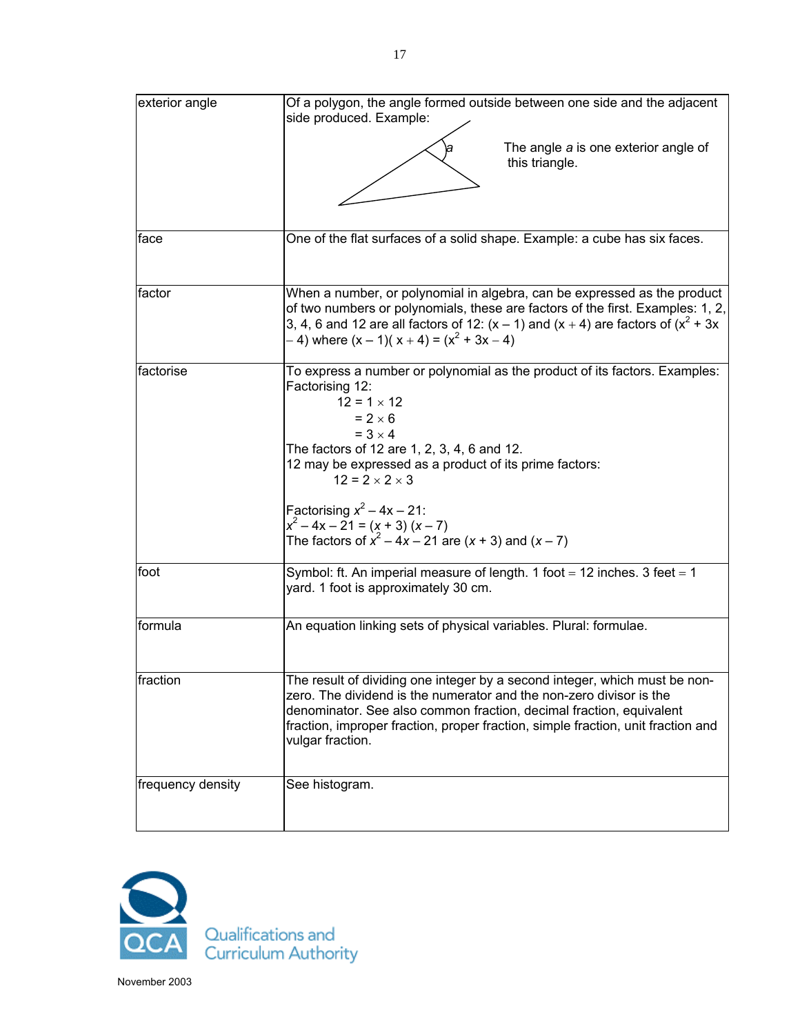| | |
|---|---|
| exterior angle | Of a polygon, the angle formed outside between one side and the adjacent side produced. Example: The angle *a* is one exterior angle of this triangle. |
| face | One of the flat surfaces of a solid shape. Example: a cube has six faces. |
| factor | When a number, or polynomial in algebra, can be expressed as the product of two numbers or polynomials, these are factors of the first. Examples: 1, 2, 3, 4, 6 and 12 are all factors of 12: $(x - 1)$ and $(x + 4)$ are factors of $(x^2 + 3x - 4)$ where $(x - 1)(x + 4) = (x^2 + 3x - 4)$ |
| factorise | To express a number or polynomial as the product of its factors. Examples: Factorising 12:<br>$12 = 1 \times 12$<br>$= 2 \times 6$<br>$= 3 \times 4$<br>The factors of 12 are 1, 2, 3, 4, 6 and 12.<br>12 may be expressed as a product of its prime factors:<br>$12 = 2 \times 2 \times 3$<br><br>Factorising $x^2 - 4x - 21$:<br>$x^2 - 4x - 21 = (x + 3)(x - 7)$<br>The factors of $x^2 - 4x - 21$ are $(x + 3)$ and $(x - 7)$ |
| foot | Symbol: ft. An imperial measure of length. 1 foot = 12 inches. 3 feet = 1 yard. 1 foot is approximately 30 cm. |
| formula | An equation linking sets of physical variables. Plural: formulae. |
| fraction | The result of dividing one integer by a second integer, which must be non-zero. The dividend is the numerator and the non-zero divisor is the denominator. See also common fraction, decimal fraction, equivalent fraction, improper fraction, proper fraction, simple fraction, unit fraction and vulgar fraction. |
| frequency density | See histogram. |

Qualifications and Curriculum Authority

November 2003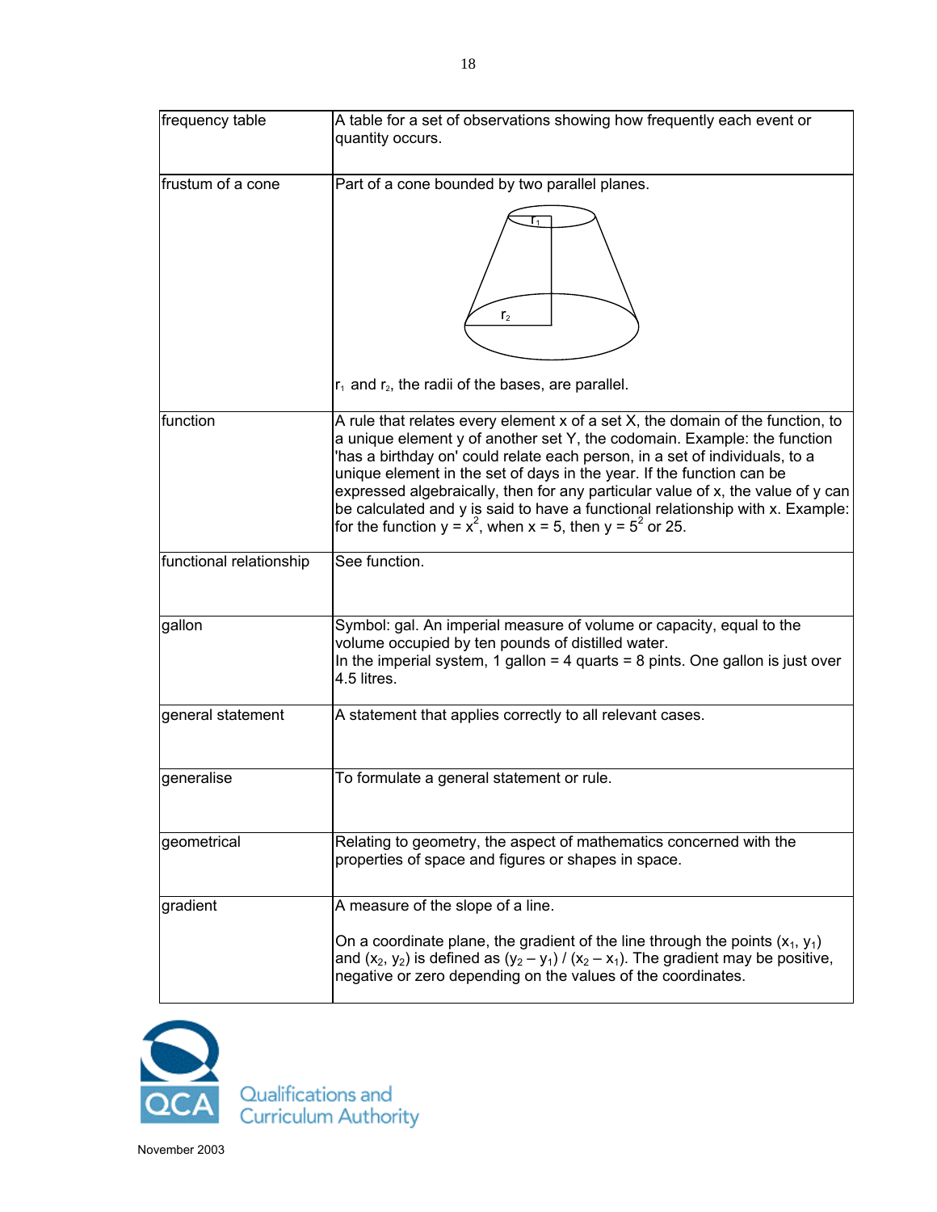| | |
|---|---|
| frequency table | A table for a set of observations showing how frequently each event or quantity occurs. |
| frustum of a cone | Part of a cone bounded by two parallel planes.<br><br>$r_1$ and $r_2$, the radii of the bases, are parallel. |
| function | A rule that relates every element x of a set X, the domain of the function, to a unique element y of another set Y, the codomain. Example: the function 'has a birthday on' could relate each person, in a set of individuals, to a unique element in the set of days in the year. If the function can be expressed algebraically, then for any particular value of x, the value of y can be calculated and y is said to have a functional relationship with x. Example: for the function $y = x^2$, when $x = 5$, then $y = 5^2$ or 25. |
| functional relationship | See function. |
| gallon | Symbol: gal. An imperial measure of volume or capacity, equal to the volume occupied by ten pounds of distilled water.<br>In the imperial system, 1 gallon = 4 quarts = 8 pints. One gallon is just over 4.5 litres. |
| general statement | A statement that applies correctly to all relevant cases. |
| generalise | To formulate a general statement or rule. |
| geometrical | Relating to geometry, the aspect of mathematics concerned with the properties of space and figures or shapes in space. |
| gradient | A measure of the slope of a line.<br><br>On a coordinate plane, the gradient of the line through the points $(x_1, y_1)$ and $(x_2, y_2)$ is defined as $(y_2 – y_1) / (x_2 – x_1)$. The gradient may be positive, negative or zero depending on the values of the coordinates. |

Qualifications and Curriculum Authority

November 2003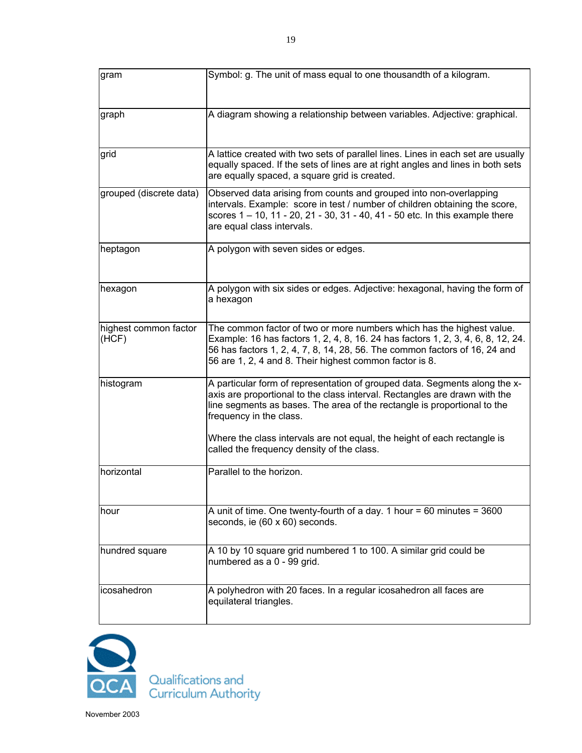| | |
|---|---|
| gram | Symbol: g. The unit of mass equal to one thousandth of a kilogram. |
| graph | A diagram showing a relationship between variables. Adjective: graphical. |
| grid | A lattice created with two sets of parallel lines. Lines in each set are usually equally spaced. If the sets of lines are at right angles and lines in both sets are equally spaced, a square grid is created. |
| grouped (discrete data) | Observed data arising from counts and grouped into non-overlapping intervals. Example: score in test / number of children obtaining the score, scores 1 – 10, 11 - 20, 21 - 30, 31 - 40, 41 - 50 etc. In this example there are equal class intervals. |
| heptagon | A polygon with seven sides or edges. |
| hexagon | A polygon with six sides or edges. Adjective: hexagonal, having the form of a hexagon |
| highest common factor (HCF) | The common factor of two or more numbers which has the highest value. Example: 16 has factors 1, 2, 4, 8, 16. 24 has factors 1, 2, 3, 4, 6, 8, 12, 24. 56 has factors 1, 2, 4, 7, 8, 14, 28, 56. The common factors of 16, 24 and 56 are 1, 2, 4 and 8. Their highest common factor is 8. |
| histogram | A particular form of representation of grouped data. Segments along the x-axis are proportional to the class interval. Rectangles are drawn with the line segments as bases. The area of the rectangle is proportional to the frequency in the class.<br><br>Where the class intervals are not equal, the height of each rectangle is called the frequency density of the class. |
| horizontal | Parallel to the horizon. |
| hour | A unit of time. One twenty-fourth of a day. 1 hour = 60 minutes = 3600 seconds, ie (60 x 60) seconds. |
| hundred square | A 10 by 10 square grid numbered 1 to 100. A similar grid could be numbered as a 0 - 99 grid. |
| icosahedron | A polyhedron with 20 faces. In a regular icosahedron all faces are equilateral triangles. |

QCA Qualifications and Curriculum Authority

November 2003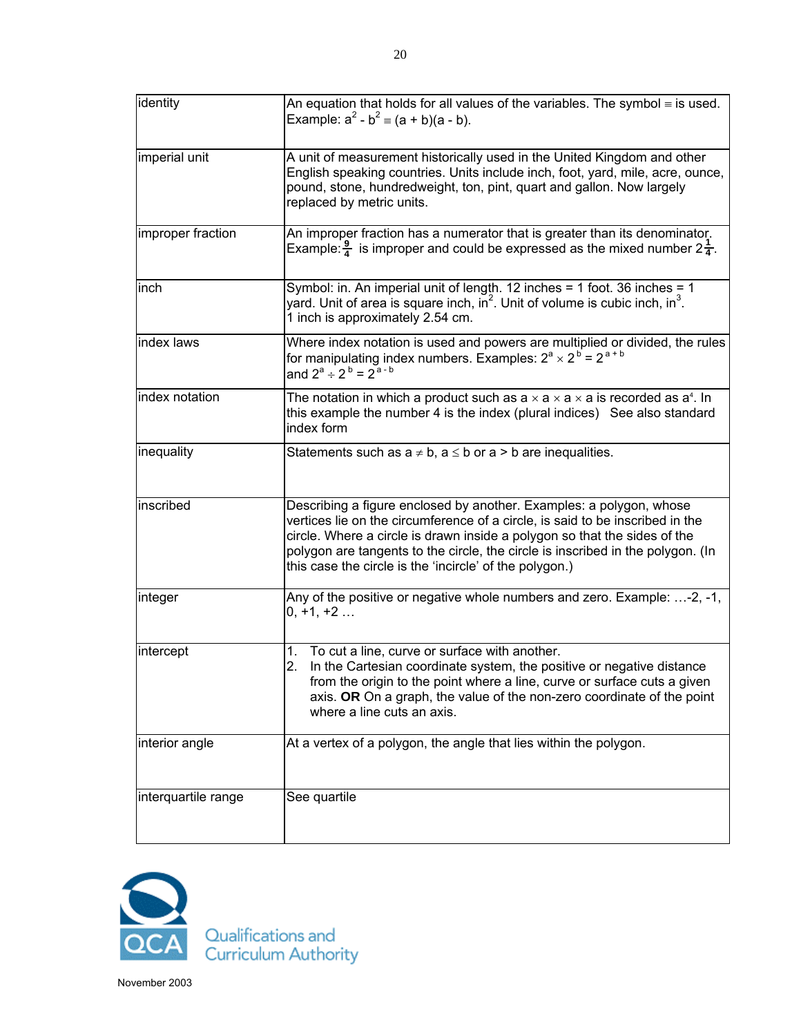| | |
|---|---|
| identity | An equation that holds for all values of the variables. The symbol $\equiv$ is used. Example: $a^2 - b^2 \equiv (a + b)(a - b)$. |
| imperial unit | A unit of measurement historically used in the United Kingdom and other English speaking countries. Units include inch, foot, yard, mile, acre, ounce, pound, stone, hundredweight, ton, pint, quart and gallon. Now largely replaced by metric units. |
| improper fraction | An improper fraction has a numerator that is greater than its denominator. Example: $\frac{9}{4}$ is improper and could be expressed as the mixed number $2\frac{1}{4}$. |
| inch | Symbol: in. An imperial unit of length. 12 inches = 1 foot. 36 inches = 1 yard. Unit of area is square inch, $in^2$. Unit of volume is cubic inch, $in^3$. 1 inch is approximately 2.54 cm. |
| index laws | Where index notation is used and powers are multiplied or divided, the rules for manipulating index numbers. Examples: $2^a \times 2^b = 2^{a+b}$ and $2^a \div 2^b = 2^{a-b}$ |
| index notation | The notation in which a product such as $a \times a \times a \times a$ is recorded as $a^4$. In this example the number 4 is the index (plural indices) See also standard index form |
| inequality | Statements such as $a \neq b$, $a \leq b$ or $a > b$ are inequalities. |
| inscribed | Describing a figure enclosed by another. Examples: a polygon, whose vertices lie on the circumference of a circle, is said to be inscribed in the circle. Where a circle is drawn inside a polygon so that the sides of the polygon are tangents to the circle, the circle is inscribed in the polygon. (In this case the circle is the 'incircle' of the polygon.) |
| integer | Any of the positive or negative whole numbers and zero. Example: …-2, -1, 0, +1, +2 … |
| intercept | 1. To cut a line, curve or surface with another.<br>2. In the Cartesian coordinate system, the positive or negative distance from the origin to the point where a line, curve or surface cuts a given axis. **OR** On a graph, the value of the non-zero coordinate of the point where a line cuts an axis. |
| interior angle | At a vertex of a polygon, the angle that lies within the polygon. |
| interquartile range | See quartile |

Qualifications and Curriculum Authority

November 2003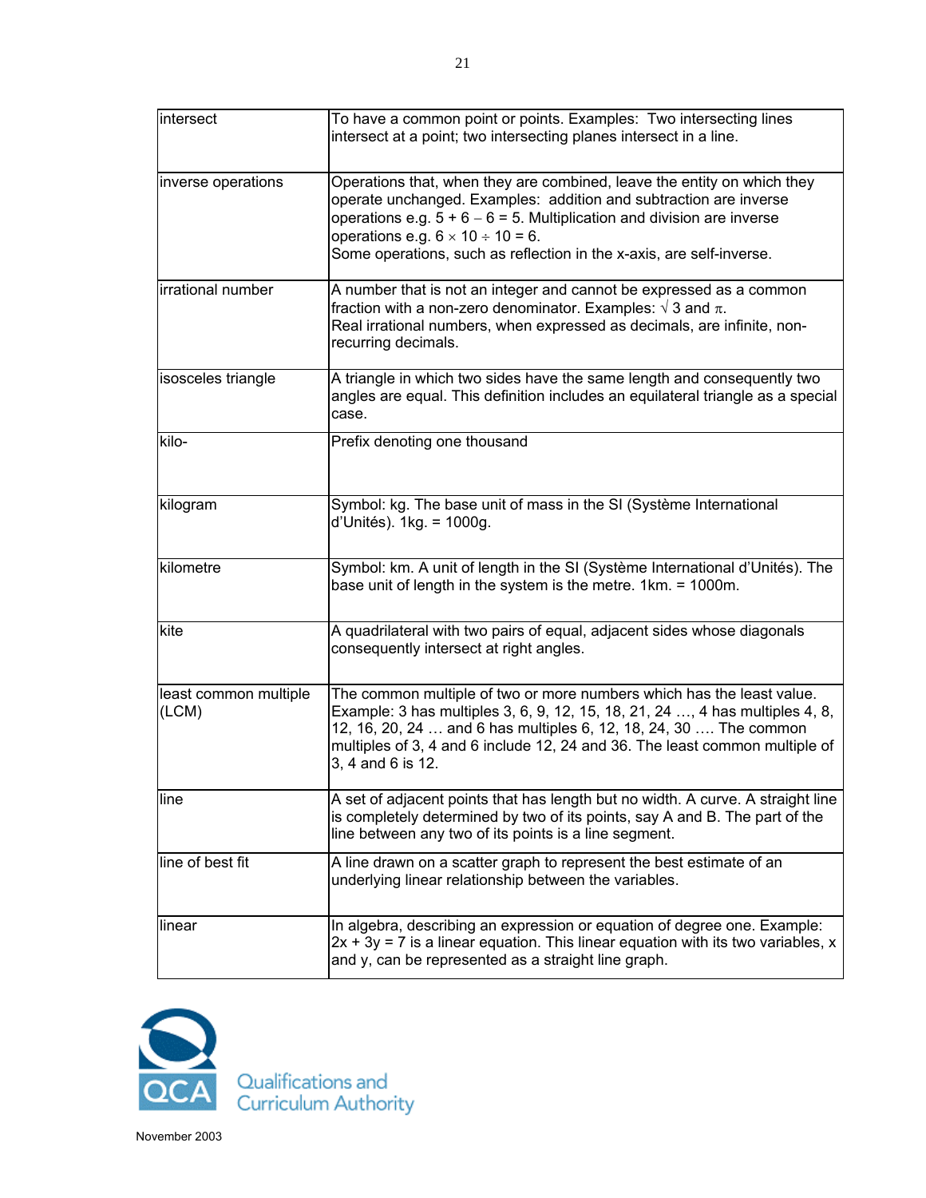| | |
|---|---|
| intersect | To have a common point or points. Examples: Two intersecting lines intersect at a point; two intersecting planes intersect in a line. |
| inverse operations | Operations that, when they are combined, leave the entity on which they operate unchanged. Examples: addition and subtraction are inverse operations e.g. $5 + 6 - 6 = 5$. Multiplication and division are inverse operations e.g. $6 \times 10 \div 10 = 6$.<br>Some operations, such as reflection in the x-axis, are self-inverse. |
| irrational number | A number that is not an integer and cannot be expressed as a common fraction with a non-zero denominator. Examples: $\sqrt{3}$ and $\pi$.<br>Real irrational numbers, when expressed as decimals, are infinite, non-recurring decimals. |
| isosceles triangle | A triangle in which two sides have the same length and consequently two angles are equal. This definition includes an equilateral triangle as a special case. |
| kilo- | Prefix denoting one thousand |
| kilogram | Symbol: kg. The base unit of mass in the SI (Système International d'Unités). 1kg. = 1000g. |
| kilometre | Symbol: km. A unit of length in the SI (Système International d'Unités). The base unit of length in the system is the metre. 1km. = 1000m. |
| kite | A quadrilateral with two pairs of equal, adjacent sides whose diagonals consequently intersect at right angles. |
| least common multiple (LCM) | The common multiple of two or more numbers which has the least value. Example: 3 has multiples 3, 6, 9, 12, 15, 18, 21, 24 …, 4 has multiples 4, 8, 12, 16, 20, 24 … and 6 has multiples 6, 12, 18, 24, 30 …. The common multiples of 3, 4 and 6 include 12, 24 and 36. The least common multiple of 3, 4 and 6 is 12. |
| line | A set of adjacent points that has length but no width. A curve. A straight line is completely determined by two of its points, say A and B. The part of the line between any two of its points is a line segment. |
| line of best fit | A line drawn on a scatter graph to represent the best estimate of an underlying linear relationship between the variables. |
| linear | In algebra, describing an expression or equation of degree one. Example: $2x + 3y = 7$ is a linear equation. This linear equation with its two variables, x and y, can be represented as a straight line graph. |

Qualifications and Curriculum Authority

November 2003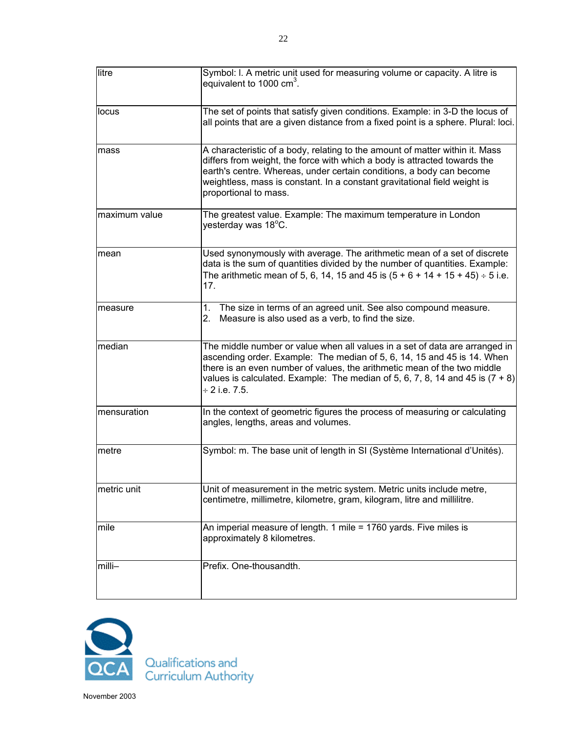| | |
|---|---|
| litre | Symbol: l. A metric unit used for measuring volume or capacity. A litre is equivalent to 1000 $cm^3$. |
| locus | The set of points that satisfy given conditions. Example: in 3-D the locus of all points that are a given distance from a fixed point is a sphere. Plural: loci. |
| mass | A characteristic of a body, relating to the amount of matter within it. Mass differs from weight, the force with which a body is attracted towards the earth's centre. Whereas, under certain conditions, a body can become weightless, mass is constant. In a constant gravitational field weight is proportional to mass. |
| maximum value | The greatest value. Example: The maximum temperature in London yesterday was 18°C. |
| mean | Used synonymously with average. The arithmetic mean of a set of discrete data is the sum of quantities divided by the number of quantities. Example: The arithmetic mean of 5, 6, 14, 15 and 45 is (5 + 6 + 14 + 15 + 45) ÷ 5 i.e. 17. |
| measure | 1. The size in terms of an agreed unit. See also compound measure.<br>2. Measure is also used as a verb, to find the size. |
| median | The middle number or value when all values in a set of data are arranged in ascending order. Example: The median of 5, 6, 14, 15 and 45 is 14. When there is an even number of values, the arithmetic mean of the two middle values is calculated. Example: The median of 5, 6, 7, 8, 14 and 45 is (7 + 8) ÷ 2 i.e. 7.5. |
| mensuration | In the context of geometric figures the process of measuring or calculating angles, lengths, areas and volumes. |
| metre | Symbol: m. The base unit of length in SI (Système International d'Unités). |
| metric unit | Unit of measurement in the metric system. Metric units include metre, centimetre, millimetre, kilometre, gram, kilogram, litre and millilitre. |
| mile | An imperial measure of length. 1 mile = 1760 yards. Five miles is approximately 8 kilometres. |
| milli– | Prefix. One-thousandth. |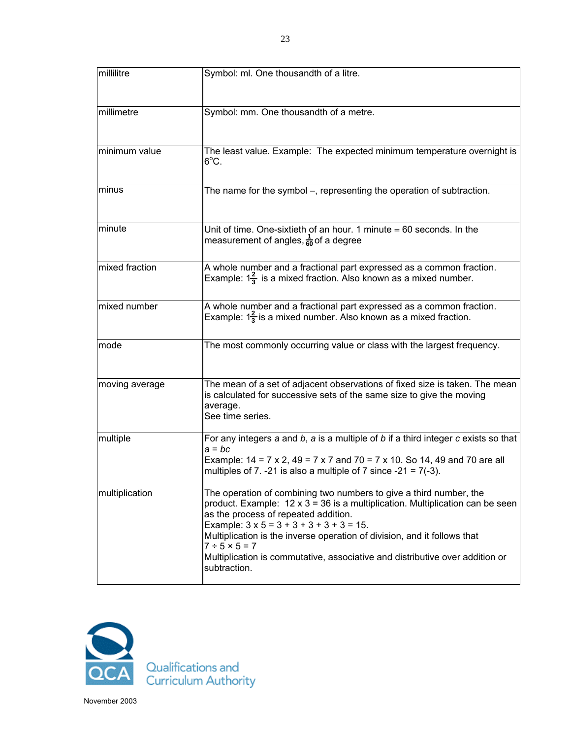| | |
|---|---|
| millilitre | Symbol: ml. One thousandth of a litre. |
| millimetre | Symbol: mm. One thousandth of a metre. |
| minimum value | The least value. Example: The expected minimum temperature overnight is 6°C. |
| minus | The name for the symbol –, representing the operation of subtraction. |
| minute | Unit of time. One-sixtieth of an hour. 1 minute = 60 seconds. In the measurement of angles, $\frac{1}{60}$ of a degree |
| mixed fraction | A whole number and a fractional part expressed as a common fraction. Example: $1\frac{2}{3}$ is a mixed fraction. Also known as a mixed number. |
| mixed number | A whole number and a fractional part expressed as a common fraction. Example: $1\frac{2}{3}$ is a mixed number. Also known as a mixed fraction. |
| mode | The most commonly occurring value or class with the largest frequency. |
| moving average | The mean of a set of adjacent observations of fixed size is taken. The mean is calculated for successive sets of the same size to give the moving average.<br>See time series. |
| multiple | For any integers $a$ and $b$, $a$ is a multiple of $b$ if a third integer $c$ exists so that $a = bc$<br>Example: 14 = 7 x 2, 49 = 7 x 7 and 70 = 7 x 10. So 14, 49 and 70 are all multiples of 7. -21 is also a multiple of 7 since -21 = 7(-3). |
| multiplication | The operation of combining two numbers to give a third number, the product. Example: 12 x 3 = 36 is a multiplication. Multiplication can be seen as the process of repeated addition.<br>Example: 3 x 5 = 3 + 3 + 3 + 3 + 3 = 15.<br>Multiplication is the inverse operation of division, and it follows that<br>7 ÷ 5 × 5 = 7<br>Multiplication is commutative, associative and distributive over addition or subtraction. |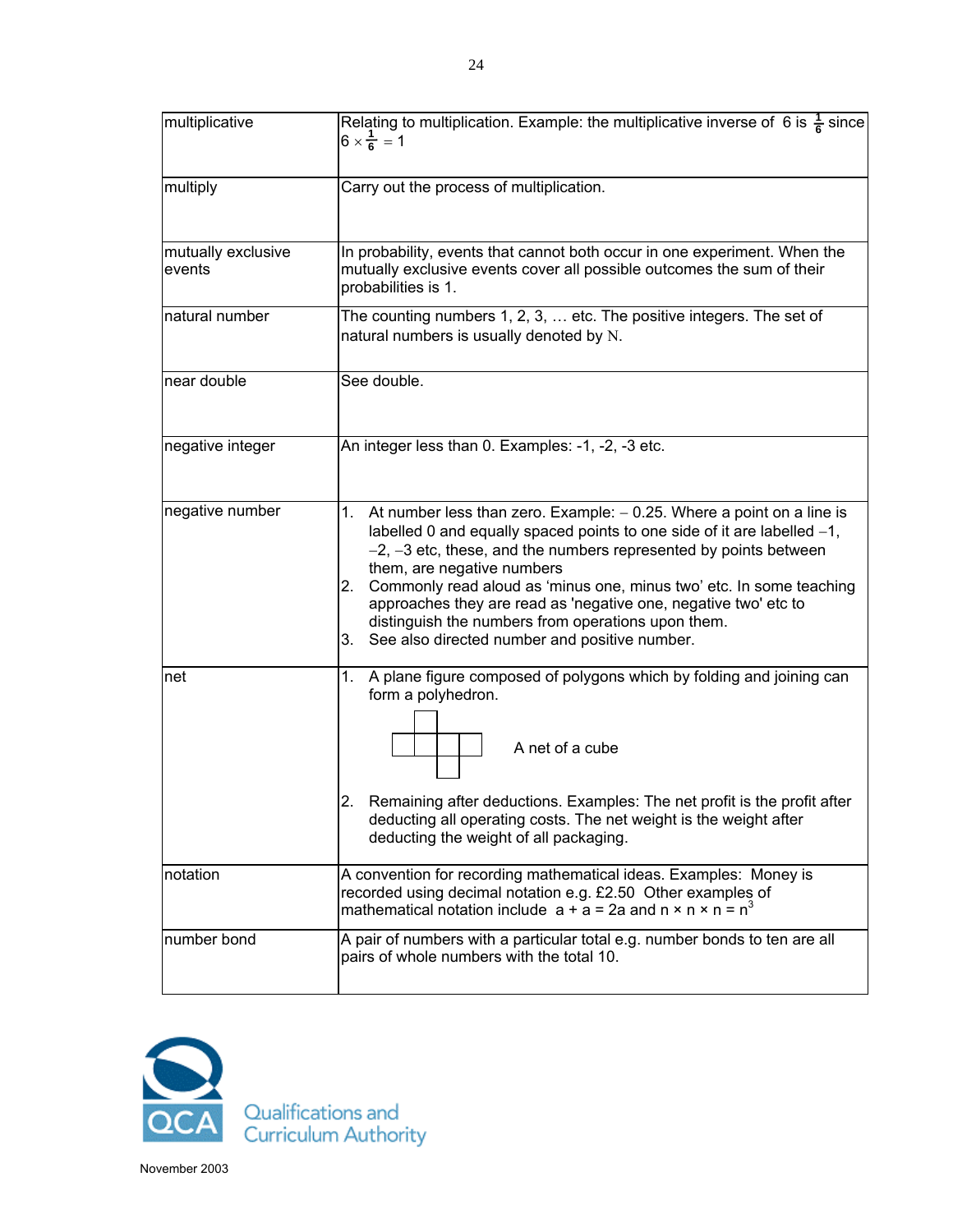| | |
|---|---|
| multiplicative | Relating to multiplication. Example: the multiplicative inverse of 6 is $\frac{1}{6}$ since $6 \times \frac{1}{6} = 1$ |
| multiply | Carry out the process of multiplication. |
| mutually exclusive events | In probability, events that cannot both occur in one experiment. When the mutually exclusive events cover all possible outcomes the sum of their probabilities is 1. |
| natural number | The counting numbers 1, 2, 3, … etc. The positive integers. The set of natural numbers is usually denoted by $\mathbb{N}$. |
| near double | See double. |
| negative integer | An integer less than 0. Examples: -1, -2, -3 etc. |
| negative number | 1. At number less than zero. Example: – 0.25. Where a point on a line is labelled 0 and equally spaced points to one side of it are labelled –1, –2, –3 etc, these, and the numbers represented by points between them, are negative numbers<br>2. Commonly read aloud as 'minus one, minus two' etc. In some teaching approaches they are read as 'negative one, negative two' etc to distinguish the numbers from operations upon them.<br>3. See also directed number and positive number. |
| net | 1. A plane figure composed of polygons which by folding and joining can form a polyhedron.<br>A net of a cube<br>2. Remaining after deductions. Examples: The net profit is the profit after deducting all operating costs. The net weight is the weight after deducting the weight of all packaging. |
| notation | A convention for recording mathematical ideas. Examples: Money is recorded using decimal notation e.g. £2.50 Other examples of mathematical notation include $a + a = 2a$ and $n \times n \times n = n^3$ |
| number bond | A pair of numbers with a particular total e.g. number bonds to ten are all pairs of whole numbers with the total 10. |

Qualifications and Curriculum Authority

November 2003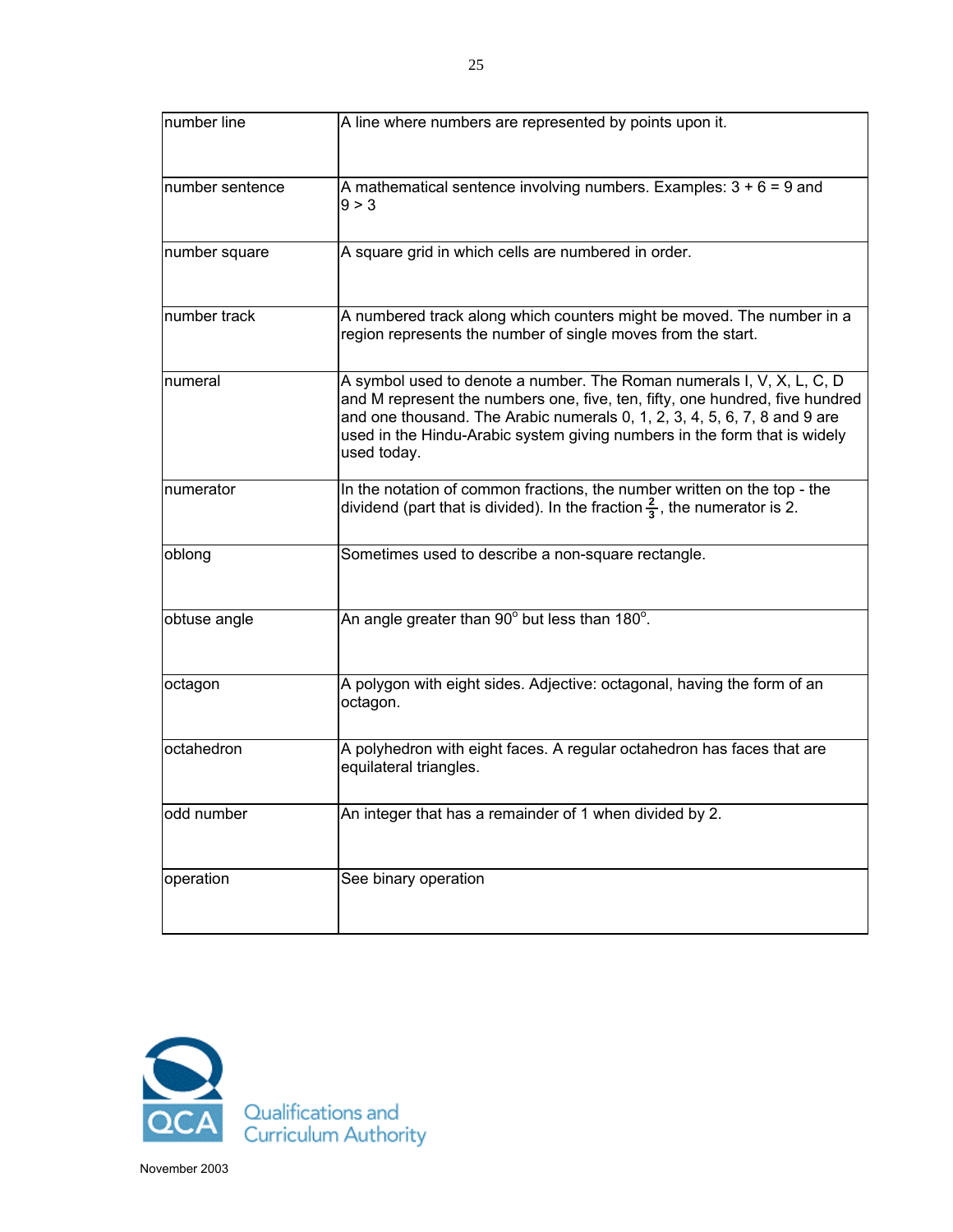| | |
|---|---|
| number line | A line where numbers are represented by points upon it. |
| number sentence | A mathematical sentence involving numbers. Examples: $3 + 6 = 9$ and $9 > 3$ |
| number square | A square grid in which cells are numbered in order. |
| number track | A numbered track along which counters might be moved. The number in a region represents the number of single moves from the start. |
| numeral | A symbol used to denote a number. The Roman numerals I, V, X, L, C, D and M represent the numbers one, five, ten, fifty, one hundred, five hundred and one thousand. The Arabic numerals 0, 1, 2, 3, 4, 5, 6, 7, 8 and 9 are used in the Hindu-Arabic system giving numbers in the form that is widely used today. |
| numerator | In the notation of common fractions, the number written on the top - the dividend (part that is divided). In the fraction $\frac{2}{3}$, the numerator is 2. |
| oblong | Sometimes used to describe a non-square rectangle. |
| obtuse angle | An angle greater than $90^\circ$ but less than $180^\circ$. |
| octagon | A polygon with eight sides. Adjective: octagonal, having the form of an octagon. |
| octahedron | A polyhedron with eight faces. A regular octahedron has faces that are equilateral triangles. |
| odd number | An integer that has a remainder of 1 when divided by 2. |
| operation | See binary operation |

Qualifications and Curriculum Authority

November 2003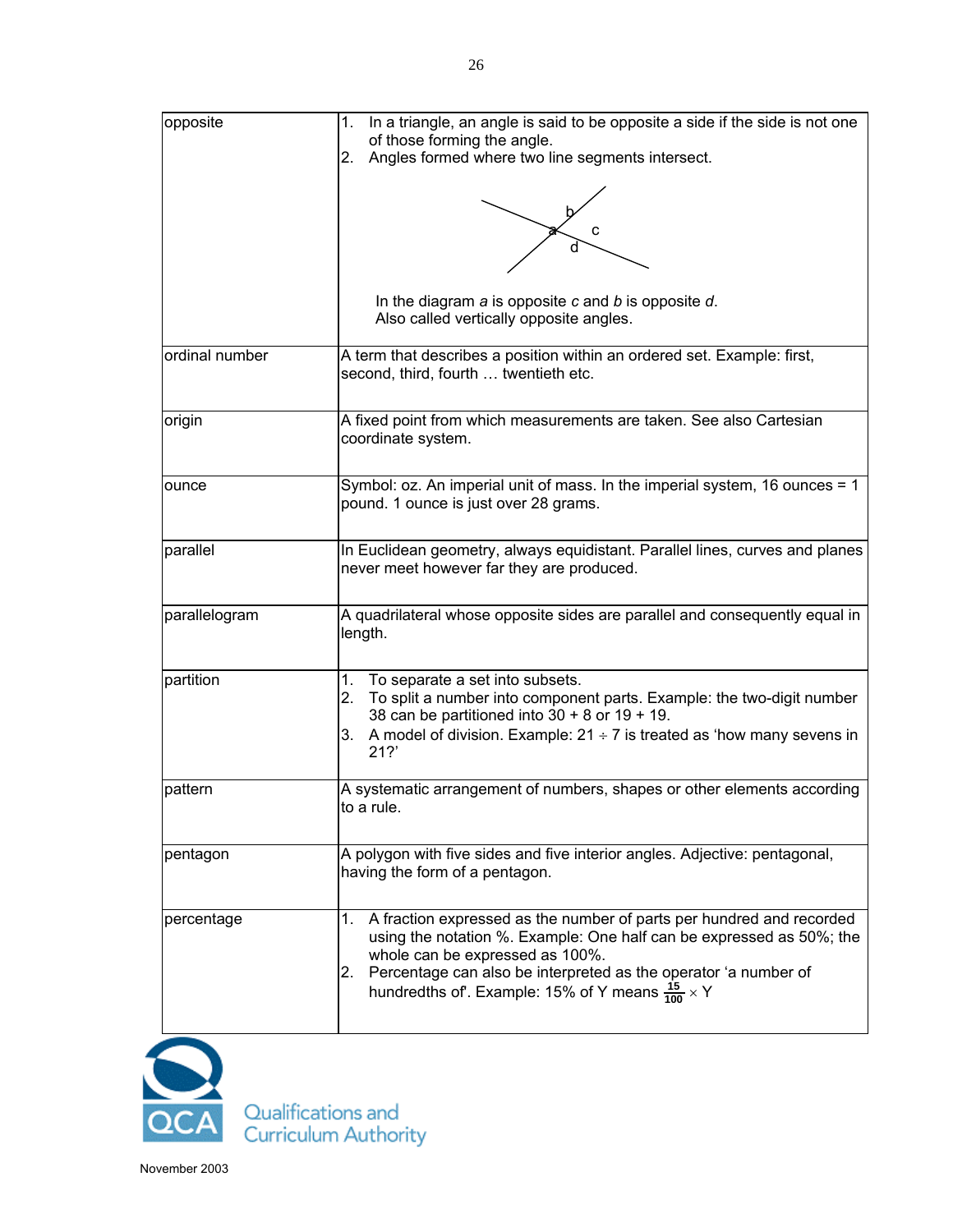| | |
|---|---|
| opposite | 1. In a triangle, an angle is said to be opposite a side if the side is not one of those forming the angle.<br>2. Angles formed where two line segments intersect.<br><br>In the diagram *a* is opposite *c* and *b* is opposite *d*.<br>Also called vertically opposite angles. |
| ordinal number | A term that describes a position within an ordered set. Example: first, second, third, fourth … twentieth etc. |
| origin | A fixed point from which measurements are taken. See also Cartesian coordinate system. |
| ounce | Symbol: oz. An imperial unit of mass. In the imperial system, 16 ounces = 1 pound. 1 ounce is just over 28 grams. |
| parallel | In Euclidean geometry, always equidistant. Parallel lines, curves and planes never meet however far they are produced. |
| parallelogram | A quadrilateral whose opposite sides are parallel and consequently equal in length. |
| partition | 1. To separate a set into subsets.<br>2. To split a number into component parts. Example: the two-digit number 38 can be partitioned into 30 + 8 or 19 + 19.<br>3. A model of division. Example: 21 ÷ 7 is treated as 'how many sevens in 21?' |
| pattern | A systematic arrangement of numbers, shapes or other elements according to a rule. |
| pentagon | A polygon with five sides and five interior angles. Adjective: pentagonal, having the form of a pentagon. |
| percentage | 1. A fraction expressed as the number of parts per hundred and recorded using the notation %. Example: One half can be expressed as 50%; the whole can be expressed as 100%.<br>2. Percentage can also be interpreted as the operator 'a number of hundredths of'. Example: 15% of Y means $\frac{15}{100} \times Y$ |

Qualifications and Curriculum Authority

November 2003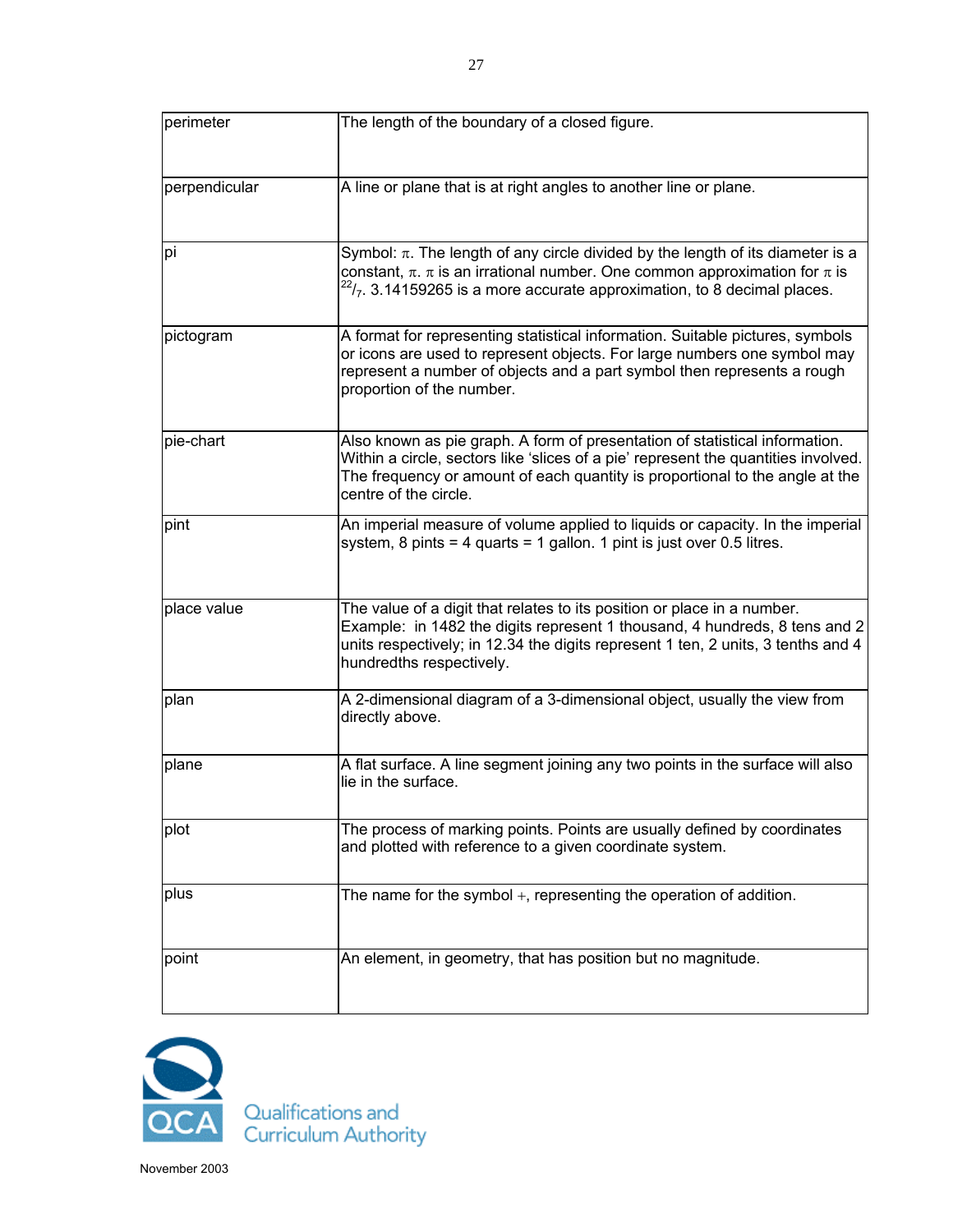| | |
|---|---|
| perimeter | The length of the boundary of a closed figure. |
| perpendicular | A line or plane that is at right angles to another line or plane. |
| pi | Symbol: $\pi$. The length of any circle divided by the length of its diameter is a constant, $\pi$. $\pi$ is an irrational number. One common approximation for $\pi$ is $^{22}/_{7}$. 3.14159265 is a more accurate approximation, to 8 decimal places. |
| pictogram | A format for representing statistical information. Suitable pictures, symbols or icons are used to represent objects. For large numbers one symbol may represent a number of objects and a part symbol then represents a rough proportion of the number. |
| pie-chart | Also known as pie graph. A form of presentation of statistical information. Within a circle, sectors like 'slices of a pie' represent the quantities involved. The frequency or amount of each quantity is proportional to the angle at the centre of the circle. |
| pint | An imperial measure of volume applied to liquids or capacity. In the imperial system, 8 pints = 4 quarts = 1 gallon. 1 pint is just over 0.5 litres. |
| place value | The value of a digit that relates to its position or place in a number. Example: in 1482 the digits represent 1 thousand, 4 hundreds, 8 tens and 2 units respectively; in 12.34 the digits represent 1 ten, 2 units, 3 tenths and 4 hundredths respectively. |
| plan | A 2-dimensional diagram of a 3-dimensional object, usually the view from directly above. |
| plane | A flat surface. A line segment joining any two points in the surface will also lie in the surface. |
| plot | The process of marking points. Points are usually defined by coordinates and plotted with reference to a given coordinate system. |
| plus | The name for the symbol $+$, representing the operation of addition. |
| point | An element, in geometry, that has position but no magnitude. |

Qualifications and Curriculum Authority

November 2003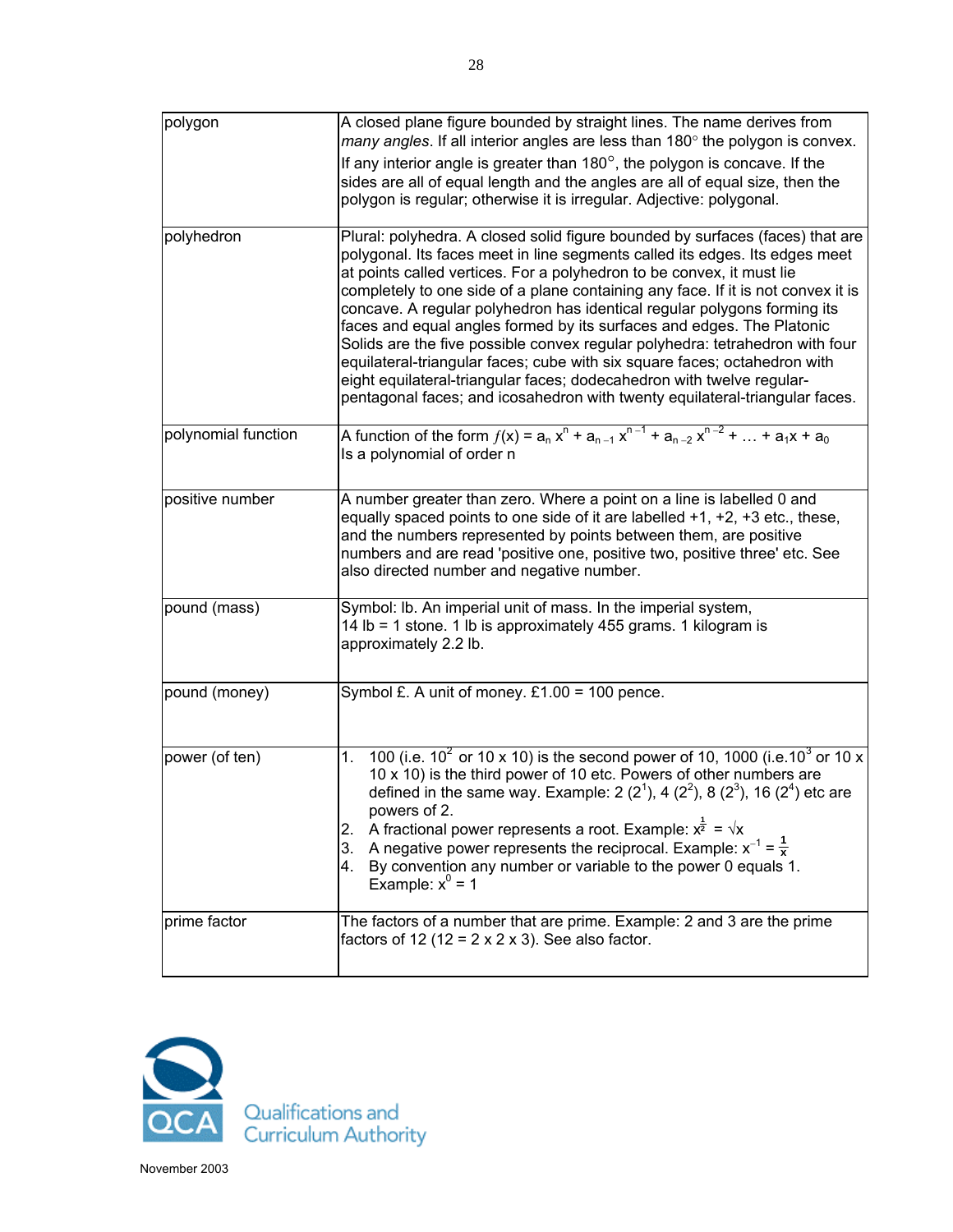| | |
|---|---|
| polygon | A closed plane figure bounded by straight lines. The name derives from *many angles*. If all interior angles are less than 180° the polygon is convex. If any interior angle is greater than 180°, the polygon is concave. If the sides are all of equal length and the angles are all of equal size, then the polygon is regular; otherwise it is irregular. Adjective: polygonal. |
| polyhedron | Plural: polyhedra. A closed solid figure bounded by surfaces (faces) that are polygonal. Its faces meet in line segments called its edges. Its edges meet at points called vertices. For a polyhedron to be convex, it must lie completely to one side of a plane containing any face. If it is not convex it is concave. A regular polyhedron has identical regular polygons forming its faces and equal angles formed by its surfaces and edges. The Platonic Solids are the five possible convex regular polyhedra: tetrahedron with four equilateral-triangular faces; cube with six square faces; octahedron with eight equilateral-triangular faces; dodecahedron with twelve regular-pentagonal faces; and icosahedron with twenty equilateral-triangular faces. |
| polynomial function | A function of the form $f(x) = a_n x^n + a_{n-1} x^{n-1} + a_{n-2} x^{n-2} + \ldots + a_1 x + a_0$ Is a polynomial of order n |
| positive number | A number greater than zero. Where a point on a line is labelled 0 and equally spaced points to one side of it are labelled +1, +2, +3 etc., these, and the numbers represented by points between them, are positive numbers and are read 'positive one, positive two, positive three' etc. See also directed number and negative number. |
| pound (mass) | Symbol: lb. An imperial unit of mass. In the imperial system, 14 lb = 1 stone. 1 lb is approximately 455 grams. 1 kilogram is approximately 2.2 lb. |
| pound (money) | Symbol £. A unit of money. £1.00 = 100 pence. |
| power (of ten) | 1. 100 (i.e. $10^2$ or 10 x 10) is the second power of 10, 1000 (i.e. $10^3$ or 10 x 10 x 10) is the third power of 10 etc. Powers of other numbers are defined in the same way. Example: 2 ($2^1$), 4 ($2^2$), 8 ($2^3$), 16 ($2^4$) etc are powers of 2.<br>2. A fractional power represents a root. Example: $x^{\frac{1}{2}} = \sqrt{x}$<br>3. A negative power represents the reciprocal. Example: $x^{-1} = \frac{1}{x}$<br>4. By convention any number or variable to the power 0 equals 1. Example: $x^0 = 1$ |
| prime factor | The factors of a number that are prime. Example: 2 and 3 are the prime factors of 12 (12 = 2 x 2 x 3). See also factor. |

Qualifications and Curriculum Authority

November 2003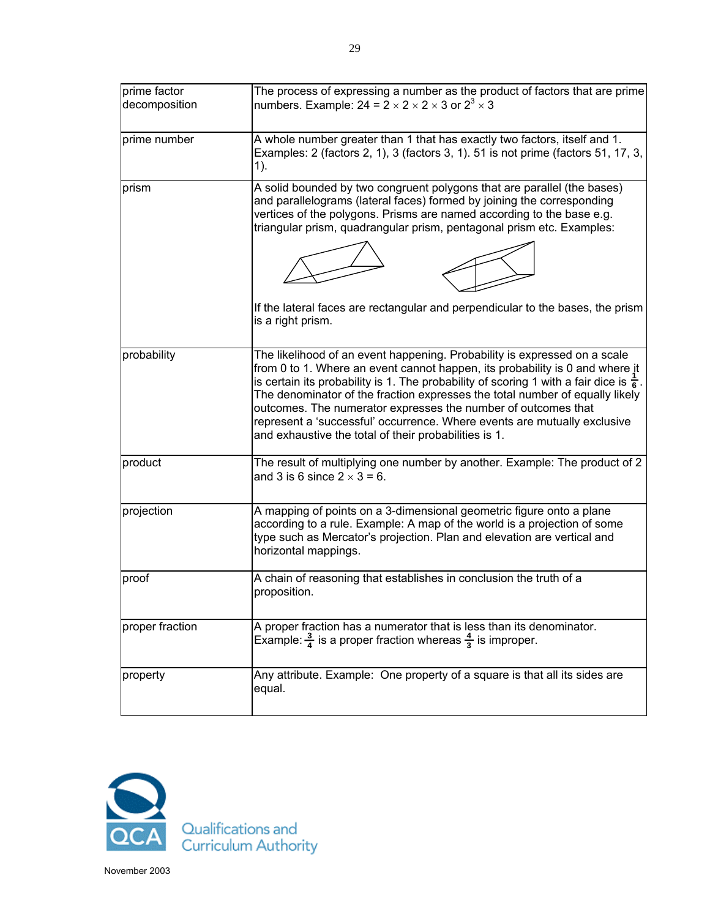| | |
|---|---|
| prime factor decomposition | The process of expressing a number as the product of factors that are prime numbers. Example: 24 = 2 × 2 × 2 × 3 or $2^3 \times 3$ |
| prime number | A whole number greater than 1 that has exactly two factors, itself and 1. Examples: 2 (factors 2, 1), 3 (factors 3, 1). 51 is not prime (factors 51, 17, 3, 1). |
| prism | A solid bounded by two congruent polygons that are parallel (the bases) and parallelograms (lateral faces) formed by joining the corresponding vertices of the polygons. Prisms are named according to the base e.g. triangular prism, quadrangular prism, pentagonal prism etc. Examples: If the lateral faces are rectangular and perpendicular to the bases, the prism is a right prism. |
| probability | The likelihood of an event happening. Probability is expressed on a scale from 0 to 1. Where an event cannot happen, its probability is 0 and where it is certain its probability is 1. The probability of scoring 1 with a fair dice is $\frac{1}{6}$. The denominator of the fraction expresses the total number of equally likely outcomes. The numerator expresses the number of outcomes that represent a 'successful' occurrence. Where events are mutually exclusive and exhaustive the total of their probabilities is 1. |
| product | The result of multiplying one number by another. Example: The product of 2 and 3 is 6 since 2 × 3 = 6. |
| projection | A mapping of points on a 3-dimensional geometric figure onto a plane according to a rule. Example: A map of the world is a projection of some type such as Mercator's projection. Plan and elevation are vertical and horizontal mappings. |
| proof | A chain of reasoning that establishes in conclusion the truth of a proposition. |
| proper fraction | A proper fraction has a numerator that is less than its denominator. Example: $\frac{3}{4}$ is a proper fraction whereas $\frac{4}{3}$ is improper. |
| property | Any attribute. Example: One property of a square is that all its sides are equal. |

Qualifications and Curriculum Authority

November 2003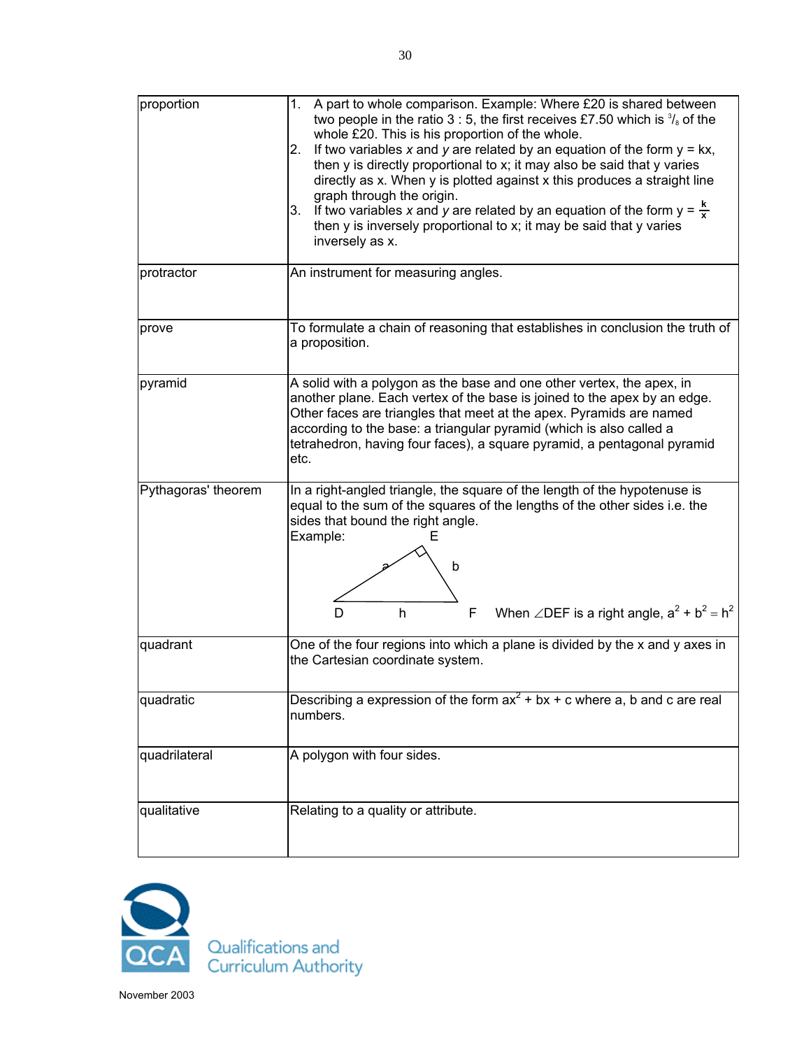| | |
|---|---|
| proportion | 1. A part to whole comparison. Example: Where £20 is shared between two people in the ratio 3 : 5, the first receives £7.50 which is $^{3}/_{8}$ of the whole £20. This is his proportion of the whole.<br>2. If two variables *x* and *y* are related by an equation of the form $y = kx$, then y is directly proportional to x; it may also be said that y varies directly as x. When y is plotted against x this produces a straight line graph through the origin.<br>3. If two variables *x* and *y* are related by an equation of the form $y = \frac{k}{x}$ then y is inversely proportional to x; it may be said that y varies inversely as x. |
| protractor | An instrument for measuring angles. |
| prove | To formulate a chain of reasoning that establishes in conclusion the truth of a proposition. |
| pyramid | A solid with a polygon as the base and one other vertex, the apex, in another plane. Each vertex of the base is joined to the apex by an edge. Other faces are triangles that meet at the apex. Pyramids are named according to the base: a triangular pyramid (which is also called a tetrahedron, having four faces), a square pyramid, a pentagonal pyramid etc. |
| Pythagoras' theorem | In a right-angled triangle, the square of the length of the hypotenuse is equal to the sum of the squares of the lengths of the other sides i.e. the sides that bound the right angle.<br>Example: (triangle D, E, F with sides a, b, h)<br>When $\angle DEF$ is a right angle, $a^2 + b^2 = h^2$ |
| quadrant | One of the four regions into which a plane is divided by the x and y axes in the Cartesian coordinate system. |
| quadratic | Describing a expression of the form $ax^2 + bx + c$ where a, b and c are real numbers. |
| quadrilateral | A polygon with four sides. |
| qualitative | Relating to a quality or attribute. |

Qualifications and Curriculum Authority

November 2003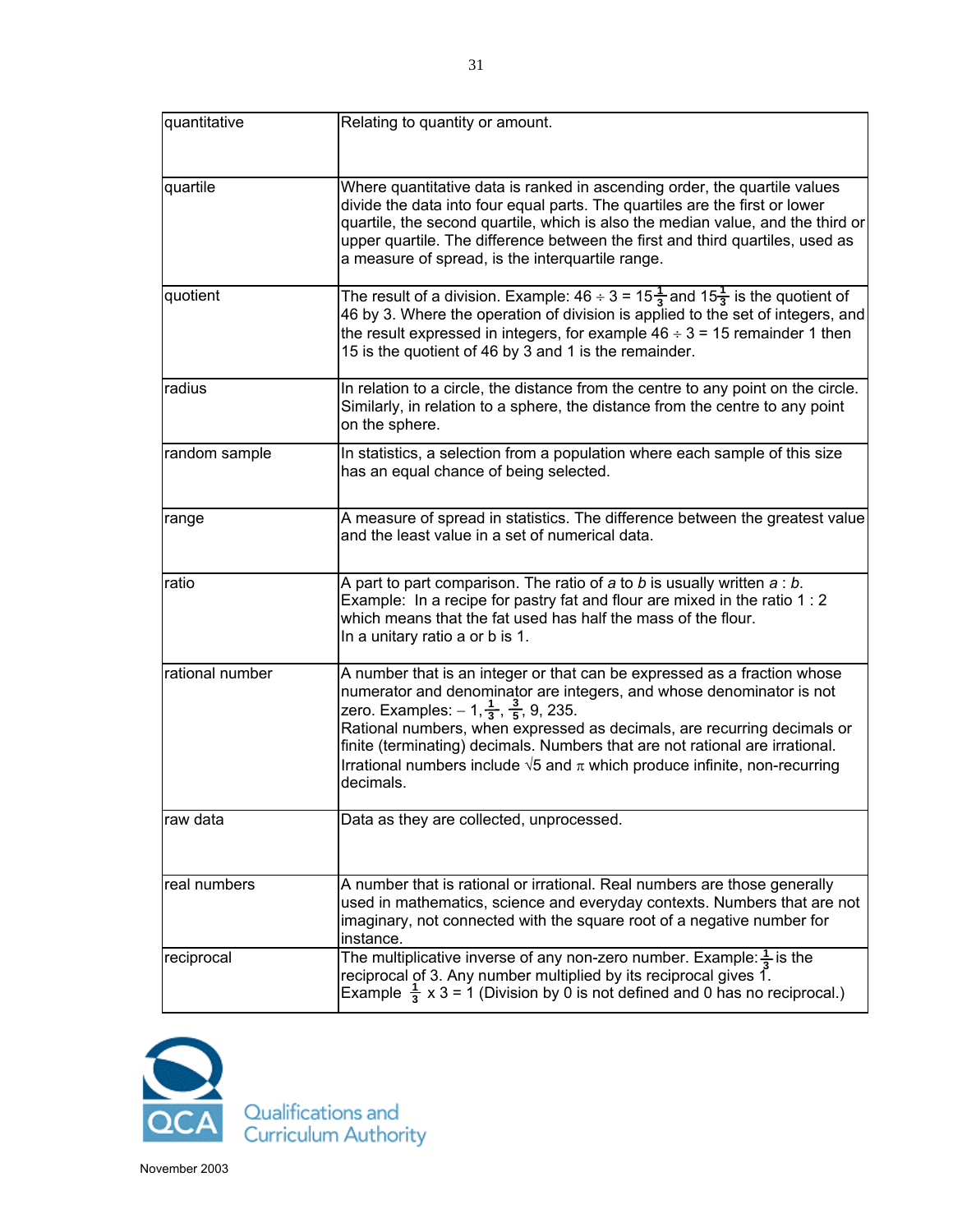| | |
|---|---|
| quantitative | Relating to quantity or amount. |
| quartile | Where quantitative data is ranked in ascending order, the quartile values divide the data into four equal parts. The quartiles are the first or lower quartile, the second quartile, which is also the median value, and the third or upper quartile. The difference between the first and third quartiles, used as a measure of spread, is the interquartile range. |
| quotient | The result of a division. Example: $46 \div 3 = 15\frac{1}{3}$ and $15\frac{1}{3}$ is the quotient of 46 by 3. Where the operation of division is applied to the set of integers, and the result expressed in integers, for example $46 \div 3 = 15$ remainder 1 then 15 is the quotient of 46 by 3 and 1 is the remainder. |
| radius | In relation to a circle, the distance from the centre to any point on the circle. Similarly, in relation to a sphere, the distance from the centre to any point on the sphere. |
| random sample | In statistics, a selection from a population where each sample of this size has an equal chance of being selected. |
| range | A measure of spread in statistics. The difference between the greatest value and the least value in a set of numerical data. |
| ratio | A part to part comparison. The ratio of *a* to *b* is usually written *a* : *b*. Example: In a recipe for pastry fat and flour are mixed in the ratio 1 : 2 which means that the fat used has half the mass of the flour. In a unitary ratio a or b is 1. |
| rational number | A number that is an integer or that can be expressed as a fraction whose numerator and denominator are integers, and whose denominator is not zero. Examples: $-1$, $\frac{1}{3}$, $\frac{3}{5}$, 9, 235. Rational numbers, when expressed as decimals, are recurring decimals or finite (terminating) decimals. Numbers that are not rational are irrational. Irrational numbers include $\sqrt{5}$ and $\pi$ which produce infinite, non-recurring decimals. |
| raw data | Data as they are collected, unprocessed. |
| real numbers | A number that is rational or irrational. Real numbers are those generally used in mathematics, science and everyday contexts. Numbers that are not imaginary, not connected with the square root of a negative number for instance. |
| reciprocal | The multiplicative inverse of any non-zero number. Example: $\frac{1}{3}$ is the reciprocal of 3. Any number multiplied by its reciprocal gives 1. Example $\frac{1}{3} \times 3 = 1$ (Division by 0 is not defined and 0 has no reciprocal.) |

Qualifications and Curriculum Authority

November 2003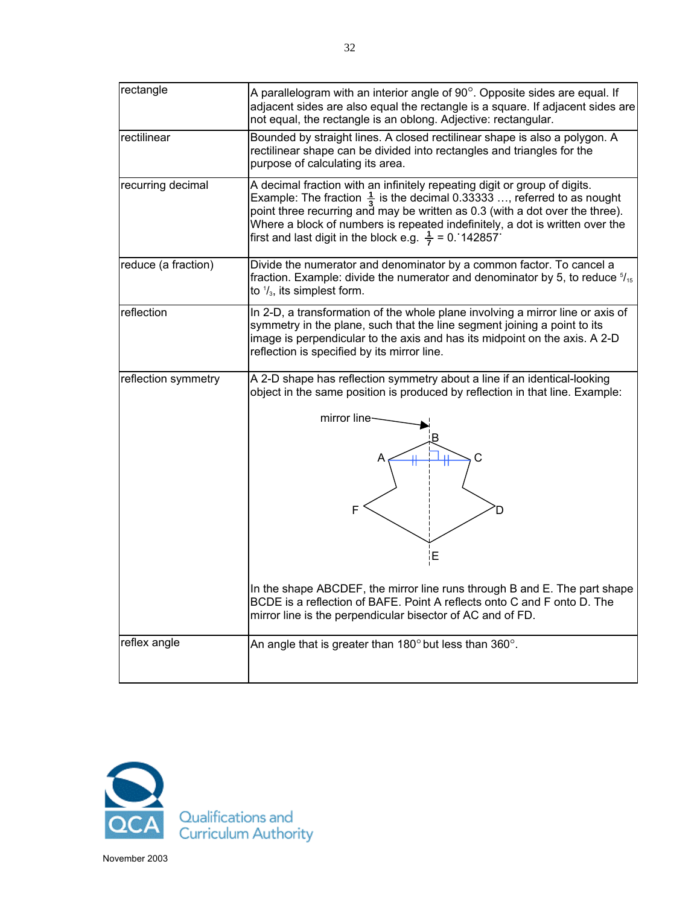| | |
|---|---|
| rectangle | A parallelogram with an interior angle of 90°. Opposite sides are equal. If adjacent sides are also equal the rectangle is a square. If adjacent sides are not equal, the rectangle is an oblong. Adjective: rectangular. |
| rectilinear | Bounded by straight lines. A closed rectilinear shape is also a polygon. A rectilinear shape can be divided into rectangles and triangles for the purpose of calculating its area. |
| recurring decimal | A decimal fraction with an infinitely repeating digit or group of digits. Example: The fraction $\frac{1}{3}$ is the decimal 0.33333 …, referred to as nought point three recurring and may be written as 0.3 (with a dot over the three). Where a block of numbers is repeated indefinitely, a dot is written over the first and last digit in the block e.g. $\frac{1}{7} = 0.\dot{1}4285\dot{7}$ |
| reduce (a fraction) | Divide the numerator and denominator by a common factor. To cancel a fraction. Example: divide the numerator and denominator by 5, to reduce $^{5}/_{15}$ to $^{1}/_{3}$, its simplest form. |
| reflection | In 2-D, a transformation of the whole plane involving a mirror line or axis of symmetry in the plane, such that the line segment joining a point to its image is perpendicular to the axis and has its midpoint on the axis. A 2-D reflection is specified by its mirror line. |
| reflection symmetry | A 2-D shape has reflection symmetry about a line if an identical-looking object in the same position is produced by reflection in that line. Example: [diagram: shape ABCDEF with mirror line through B and E] In the shape ABCDEF, the mirror line runs through B and E. The part shape BCDE is a reflection of BAFE. Point A reflects onto C and F onto D. The mirror line is the perpendicular bisector of AC and of FD. |
| reflex angle | An angle that is greater than 180° but less than 360°. |

November 2003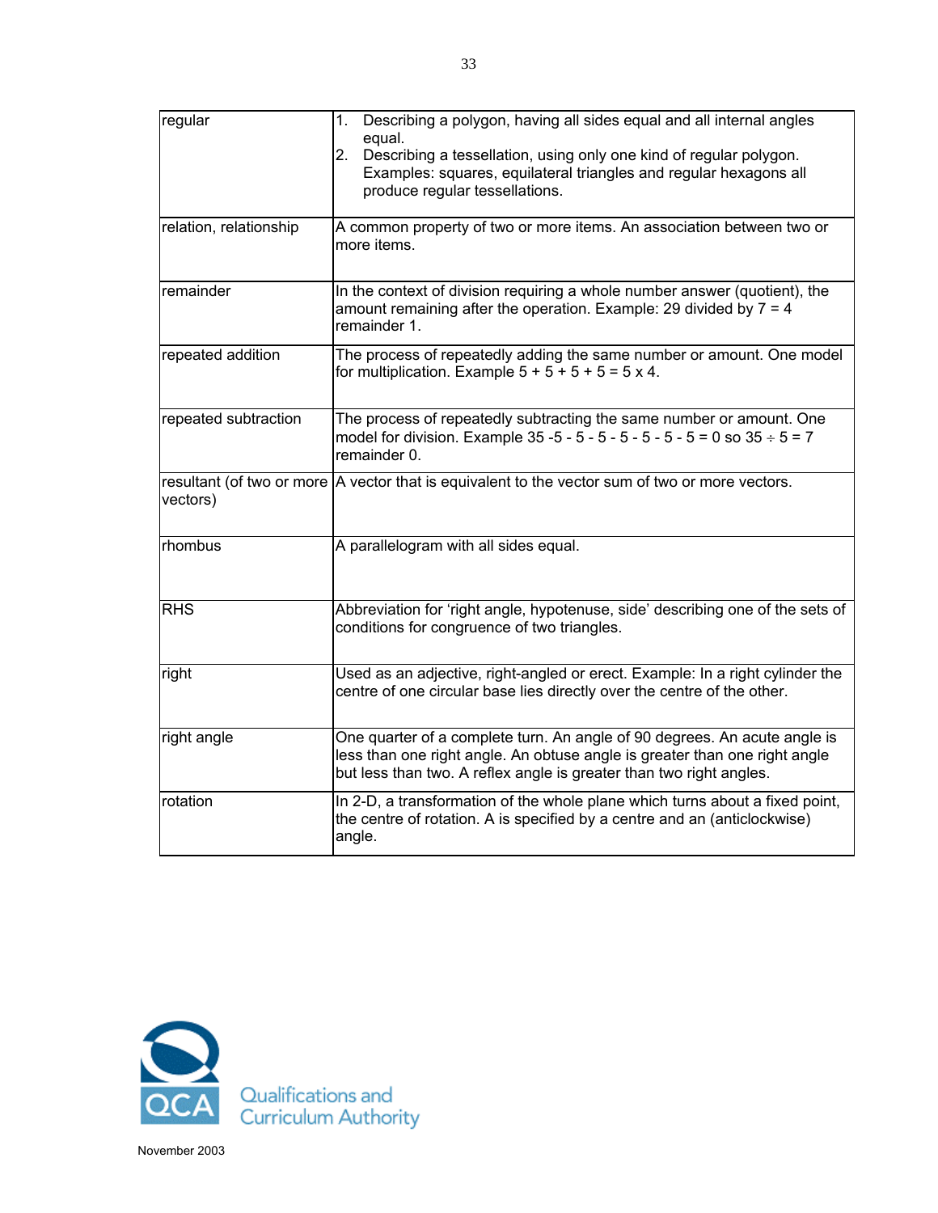| | |
|---|---|
| regular | 1. Describing a polygon, having all sides equal and all internal angles equal.<br>2. Describing a tessellation, using only one kind of regular polygon. Examples: squares, equilateral triangles and regular hexagons all produce regular tessellations. |
| relation, relationship | A common property of two or more items. An association between two or more items. |
| remainder | In the context of division requiring a whole number answer (quotient), the amount remaining after the operation. Example: 29 divided by 7 = 4 remainder 1. |
| repeated addition | The process of repeatedly adding the same number or amount. One model for multiplication. Example 5 + 5 + 5 + 5 = 5 x 4. |
| repeated subtraction | The process of repeatedly subtracting the same number or amount. One model for division. Example 35 -5 - 5 - 5 - 5 - 5 - 5 - 5 = 0 so 35 ÷ 5 = 7 remainder 0. |
| resultant (of two or more vectors) | A vector that is equivalent to the vector sum of two or more vectors. |
| rhombus | A parallelogram with all sides equal. |
| RHS | Abbreviation for 'right angle, hypotenuse, side' describing one of the sets of conditions for congruence of two triangles. |
| right | Used as an adjective, right-angled or erect. Example: In a right cylinder the centre of one circular base lies directly over the centre of the other. |
| right angle | One quarter of a complete turn. An angle of 90 degrees. An acute angle is less than one right angle. An obtuse angle is greater than one right angle but less than two. A reflex angle is greater than two right angles. |
| rotation | In 2-D, a transformation of the whole plane which turns about a fixed point, the centre of rotation. A is specified by a centre and an (anticlockwise) angle. |

QCA Qualifications and Curriculum Authority

November 2003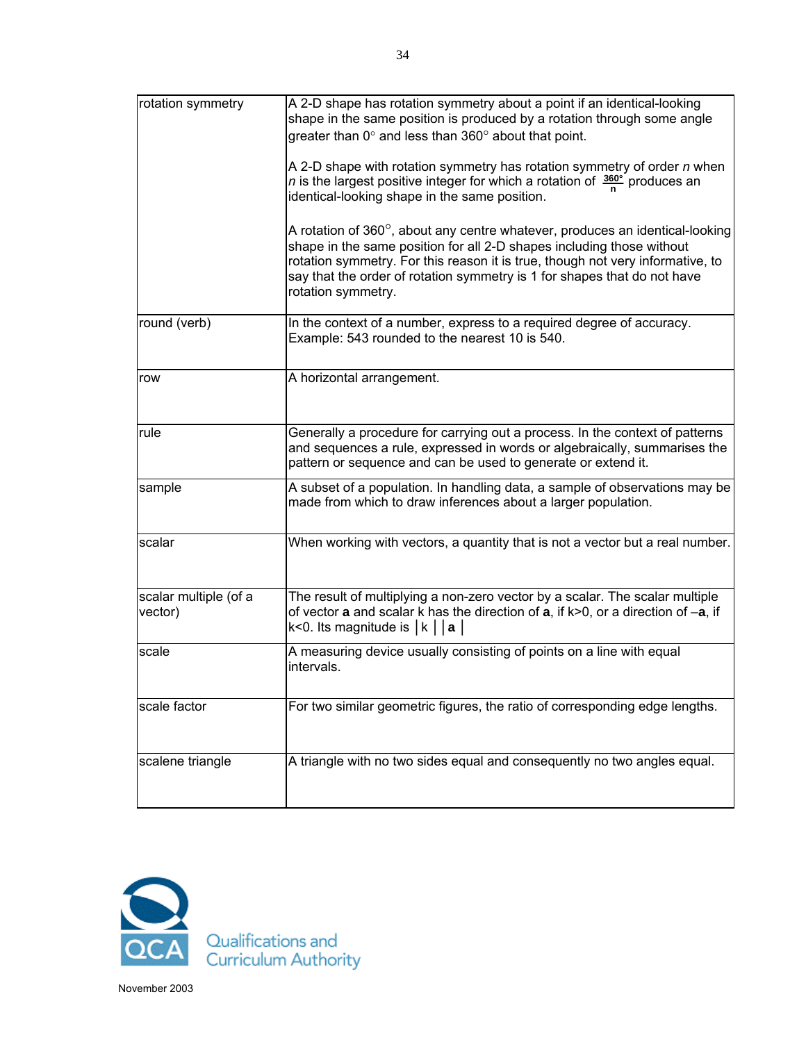| | |
|---|---|
| rotation symmetry | A 2-D shape has rotation symmetry about a point if an identical-looking shape in the same position is produced by a rotation through some angle greater than 0° and less than 360° about that point.<br><br>A 2-D shape with rotation symmetry has rotation symmetry of order *n* when *n* is the largest positive integer for which a rotation of $\frac{360°}{n}$ produces an identical-looking shape in the same position.<br><br>A rotation of 360°, about any centre whatever, produces an identical-looking shape in the same position for all 2-D shapes including those without rotation symmetry. For this reason it is true, though not very informative, to say that the order of rotation symmetry is 1 for shapes that do not have rotation symmetry. |
| round (verb) | In the context of a number, express to a required degree of accuracy. Example: 543 rounded to the nearest 10 is 540. |
| row | A horizontal arrangement. |
| rule | Generally a procedure for carrying out a process. In the context of patterns and sequences a rule, expressed in words or algebraically, summarises the pattern or sequence and can be used to generate or extend it. |
| sample | A subset of a population. In handling data, a sample of observations may be made from which to draw inferences about a larger population. |
| scalar | When working with vectors, a quantity that is not a vector but a real number. |
| scalar multiple (of a vector) | The result of multiplying a non-zero vector by a scalar. The scalar multiple of vector **a** and scalar k has the direction of **a**, if k>0, or a direction of –**a**, if k<0. Its magnitude is $\lvert k \rvert \lvert \mathbf{a} \rvert$ |
| scale | A measuring device usually consisting of points on a line with equal intervals. |
| scale factor | For two similar geometric figures, the ratio of corresponding edge lengths. |
| scalene triangle | A triangle with no two sides equal and consequently no two angles equal. |

Qualifications and Curriculum Authority

November 2003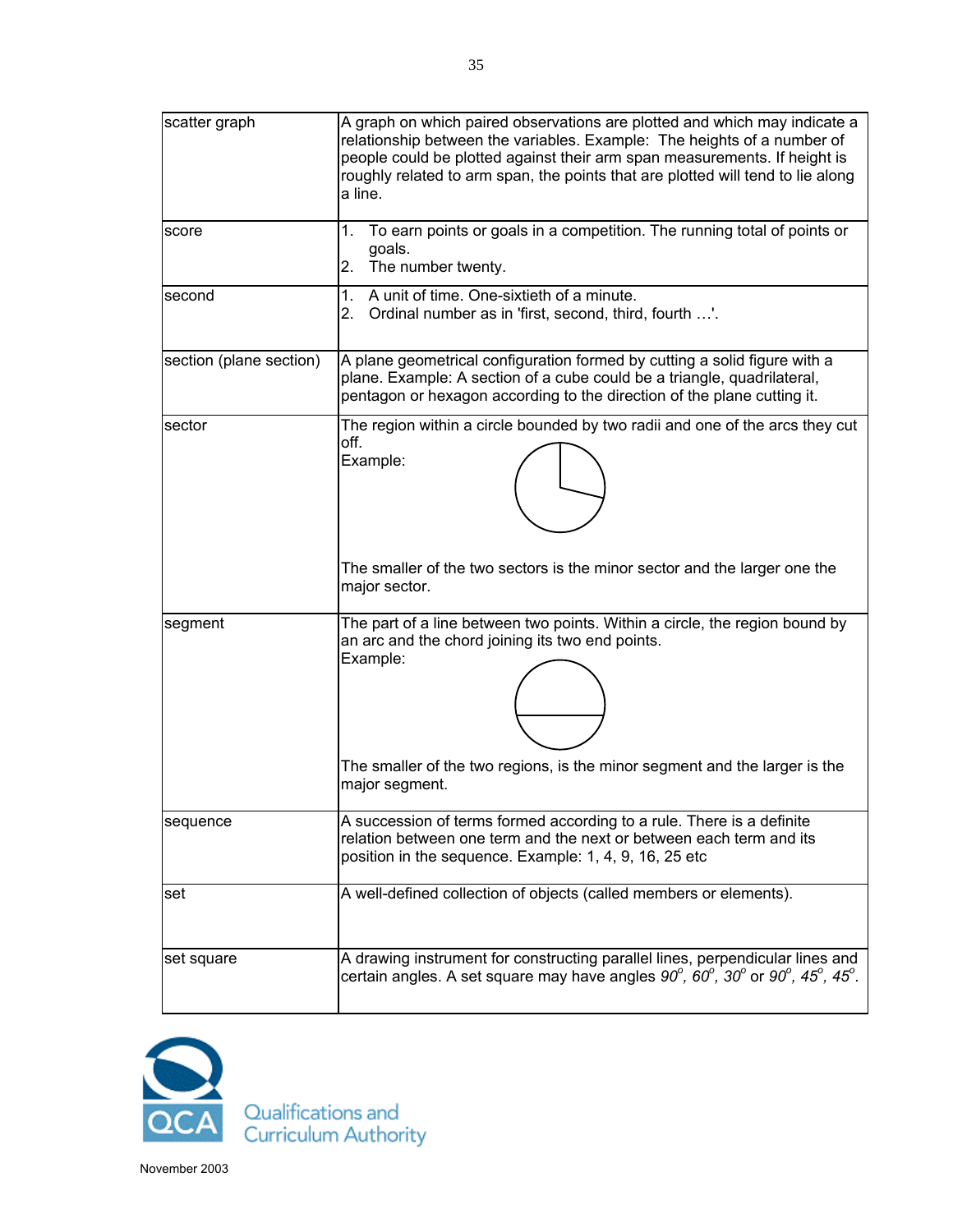| | |
|---|---|
| scatter graph | A graph on which paired observations are plotted and which may indicate a relationship between the variables. Example: The heights of a number of people could be plotted against their arm span measurements. If height is roughly related to arm span, the points that are plotted will tend to lie along a line. |
| score | 1. To earn points or goals in a competition. The running total of points or goals.<br>2. The number twenty. |
| second | 1. A unit of time. One-sixtieth of a minute.<br>2. Ordinal number as in 'first, second, third, fourth …'. |
| section (plane section) | A plane geometrical configuration formed by cutting a solid figure with a plane. Example: A section of a cube could be a triangle, quadrilateral, pentagon or hexagon according to the direction of the plane cutting it. |
| sector | The region within a circle bounded by two radii and one of the arcs they cut off.<br>Example:<br>The smaller of the two sectors is the minor sector and the larger one the major sector. |
| segment | The part of a line between two points. Within a circle, the region bound by an arc and the chord joining its two end points.<br>Example:<br>The smaller of the two regions, is the minor segment and the larger is the major segment. |
| sequence | A succession of terms formed according to a rule. There is a definite relation between one term and the next or between each term and its position in the sequence. Example: 1, 4, 9, 16, 25 etc |
| set | A well-defined collection of objects (called members or elements). |
| set square | A drawing instrument for constructing parallel lines, perpendicular lines and certain angles. A set square may have angles *90°, 60°, 30°* or *90°, 45°, 45°*. |

Qualifications and Curriculum Authority

November 2003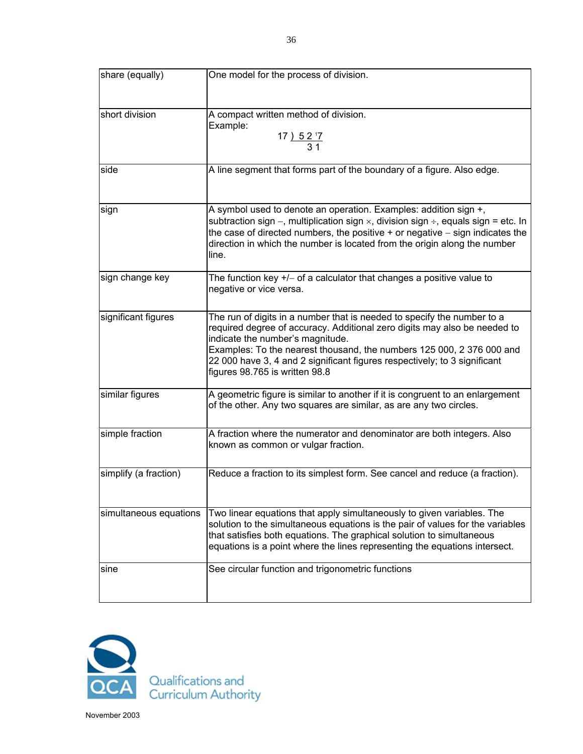| | |
|---|---|
| share (equally) | One model for the process of division. |
| short division | A compact written method of division.<br>Example:<br>17 ) 5 2 ¹7<br>3 1 |
| side | A line segment that forms part of the boundary of a figure. Also edge. |
| sign | A symbol used to denote an operation. Examples: addition sign +, subtraction sign −, multiplication sign ×, division sign ÷, equals sign = etc. In the case of directed numbers, the positive + or negative − sign indicates the direction in which the number is located from the origin along the number line. |
| sign change key | The function key +/− of a calculator that changes a positive value to negative or vice versa. |
| significant figures | The run of digits in a number that is needed to specify the number to a required degree of accuracy. Additional zero digits may also be needed to indicate the number's magnitude.<br>Examples: To the nearest thousand, the numbers 125 000, 2 376 000 and 22 000 have 3, 4 and 2 significant figures respectively; to 3 significant figures 98.765 is written 98.8 |
| similar figures | A geometric figure is similar to another if it is congruent to an enlargement of the other. Any two squares are similar, as are any two circles. |
| simple fraction | A fraction where the numerator and denominator are both integers. Also known as common or vulgar fraction. |
| simplify (a fraction) | Reduce a fraction to its simplest form. See cancel and reduce (a fraction). |
| simultaneous equations | Two linear equations that apply simultaneously to given variables. The solution to the simultaneous equations is the pair of values for the variables that satisfies both equations. The graphical solution to simultaneous equations is a point where the lines representing the equations intersect. |
| sine | See circular function and trigonometric functions |

Qualifications and Curriculum Authority

November 2003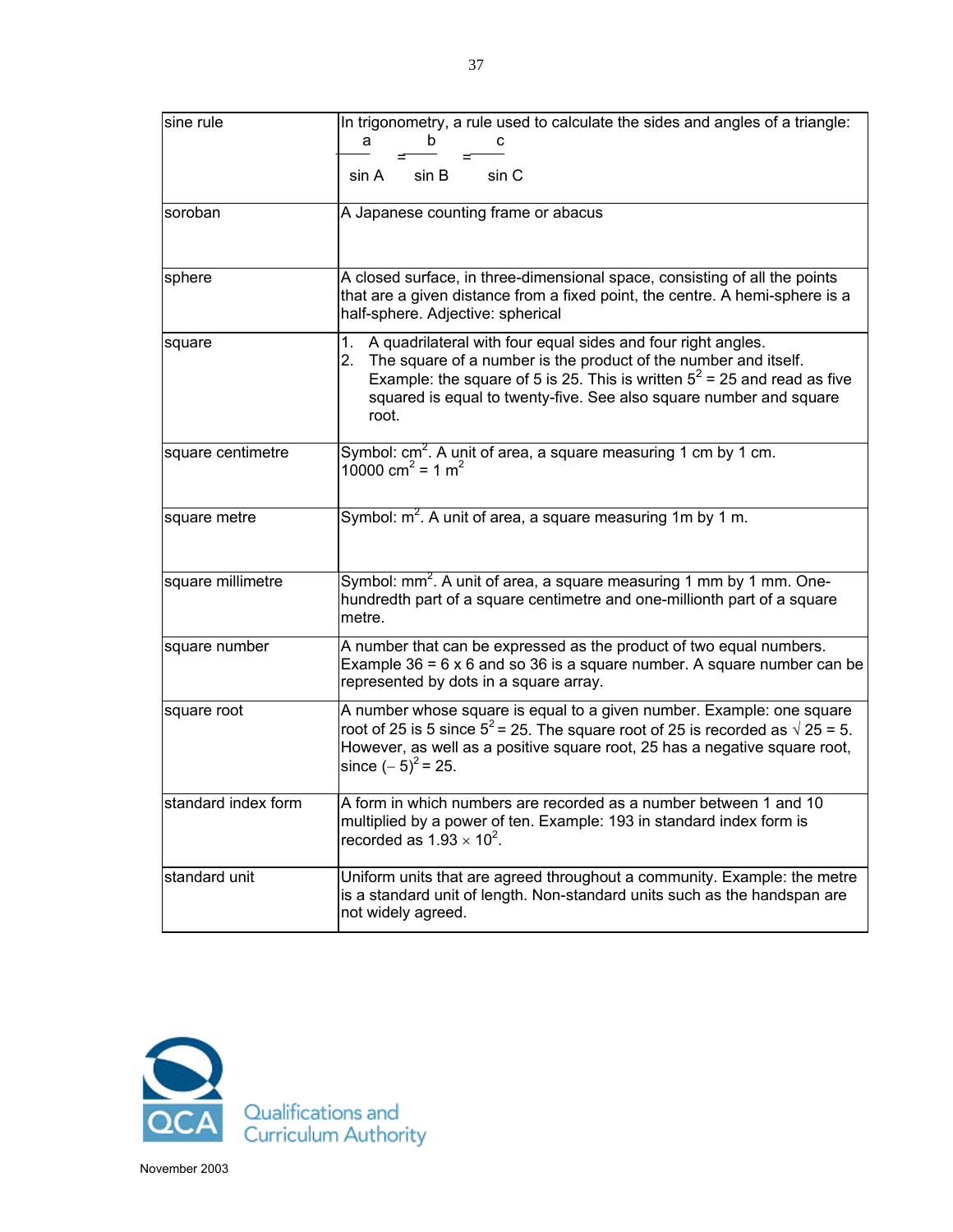| | |
|---|---|
| sine rule | In trigonometry, a rule used to calculate the sides and angles of a triangle: $\frac{a}{\sin A} = \frac{b}{\sin B} = \frac{c}{\sin C}$ |
| soroban | A Japanese counting frame or abacus |
| sphere | A closed surface, in three-dimensional space, consisting of all the points that are a given distance from a fixed point, the centre. A hemi-sphere is a half-sphere. Adjective: spherical |
| square | 1. A quadrilateral with four equal sides and four right angles.<br>2. The square of a number is the product of the number and itself. Example: the square of 5 is 25. This is written $5^2 = 25$ and read as five squared is equal to twenty-five. See also square number and square root. |
| square centimetre | Symbol: $cm^2$. A unit of area, a square measuring 1 cm by 1 cm. $10000\ cm^2 = 1\ m^2$ |
| square metre | Symbol: $m^2$. A unit of area, a square measuring 1m by 1 m. |
| square millimetre | Symbol: $mm^2$. A unit of area, a square measuring 1 mm by 1 mm. One-hundredth part of a square centimetre and one-millionth part of a square metre. |
| square number | A number that can be expressed as the product of two equal numbers. Example 36 = 6 x 6 and so 36 is a square number. A square number can be represented by dots in a square array. |
| square root | A number whose square is equal to a given number. Example: one square root of 25 is 5 since $5^2 = 25$. The square root of 25 is recorded as $\sqrt{25} = 5$. However, as well as a positive square root, 25 has a negative square root, since $(-5)^2 = 25$. |
| standard index form | A form in which numbers are recorded as a number between 1 and 10 multiplied by a power of ten. Example: 193 in standard index form is recorded as $1.93 \times 10^2$. |
| standard unit | Uniform units that are agreed throughout a community. Example: the metre is a standard unit of length. Non-standard units such as the handspan are not widely agreed. |

Qualifications and Curriculum Authority

November 2003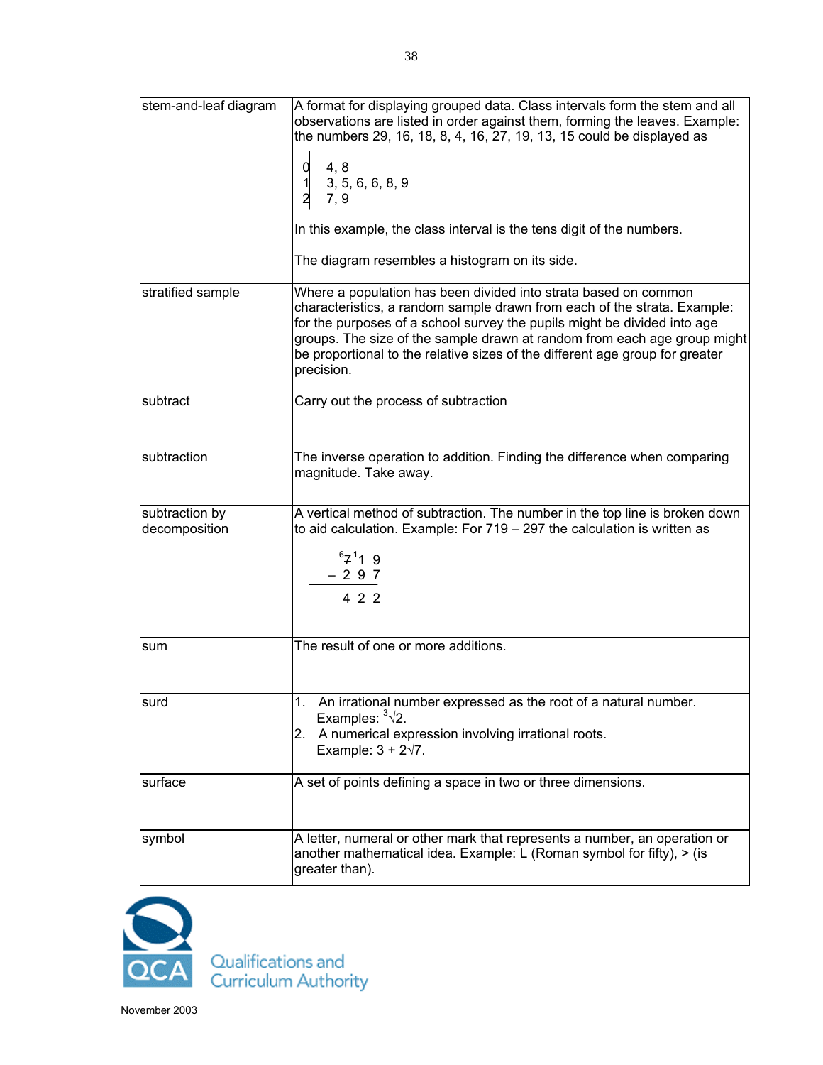| | |
|---|---|
| stem-and-leaf diagram | A format for displaying grouped data. Class intervals form the stem and all observations are listed in order against them, forming the leaves. Example: the numbers 29, 16, 18, 8, 4, 16, 27, 19, 13, 15 could be displayed as<br><br>0 \| 4, 8<br>1 \| 3, 5, 6, 6, 8, 9<br>2 \| 7, 9<br><br>In this example, the class interval is the tens digit of the numbers.<br><br>The diagram resembles a histogram on its side. |
| stratified sample | Where a population has been divided into strata based on common characteristics, a random sample drawn from each of the strata. Example: for the purposes of a school survey the pupils might be divided into age groups. The size of the sample drawn at random from each age group might be proportional to the relative sizes of the different age group for greater precision. |
| subtract | Carry out the process of subtraction |
| subtraction | The inverse operation to addition. Finding the difference when comparing magnitude. Take away. |
| subtraction by decomposition | A vertical method of subtraction. The number in the top line is broken down to aid calculation. Example: For 719 – 297 the calculation is written as<br><br>$\phantom{-}{}^{6}\not{7}\;{}^{1}1\;9$<br>$-\;2\;9\;7$<br>$\phantom{-}4\;2\;2$ |
| sum | The result of one or more additions. |
| surd | 1. An irrational number expressed as the root of a natural number. Examples: $\sqrt[3]{2}$.<br>2. A numerical expression involving irrational roots. Example: $3 + 2\sqrt{7}$. |
| surface | A set of points defining a space in two or three dimensions. |
| symbol | A letter, numeral or other mark that represents a number, an operation or another mathematical idea. Example: L (Roman symbol for fifty), > (is greater than). |

Qualifications and Curriculum Authority

November 2003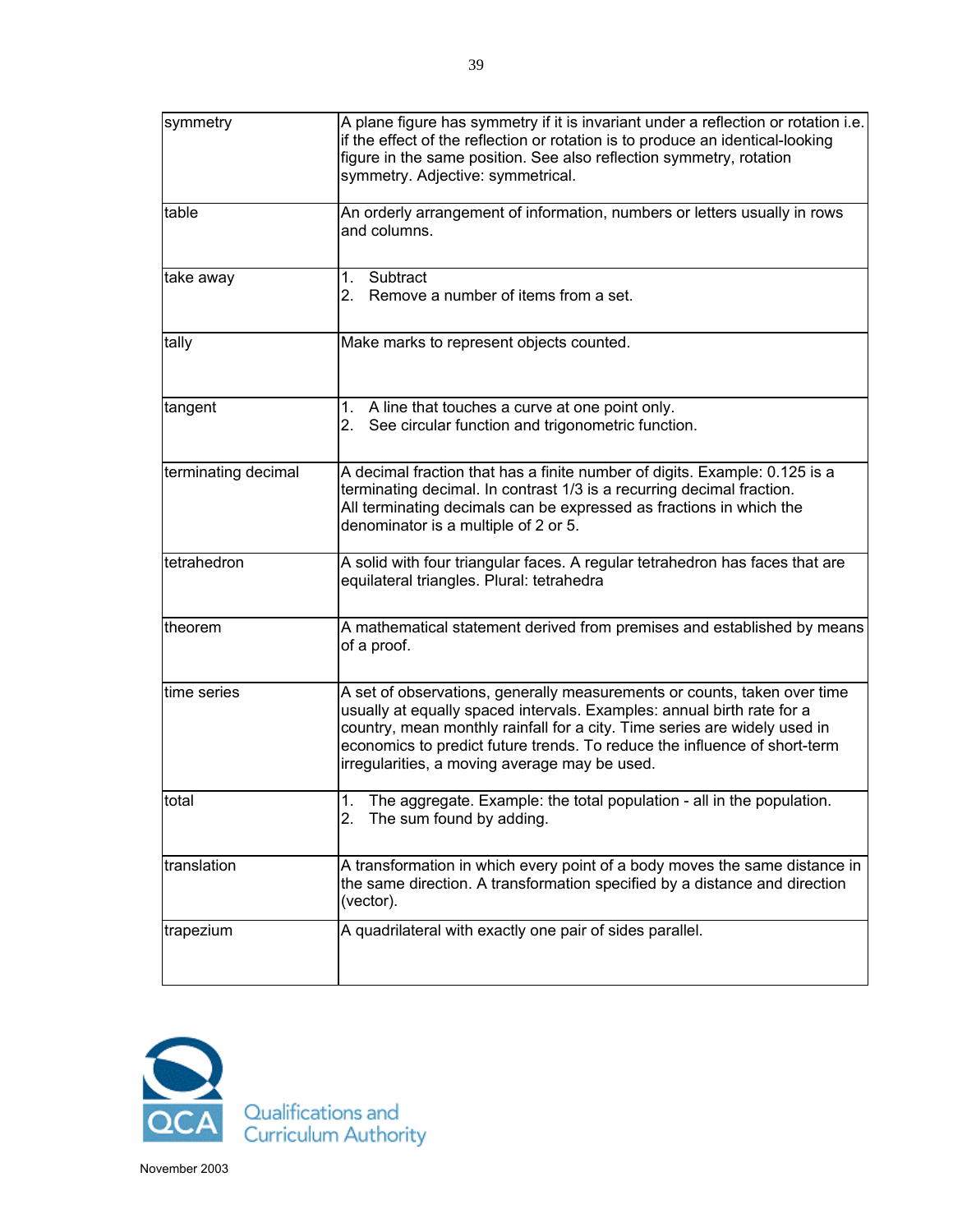| symmetry | A plane figure has symmetry if it is invariant under a reflection or rotation i.e. if the effect of the reflection or rotation is to produce an identical-looking figure in the same position. See also reflection symmetry, rotation symmetry. Adjective: symmetrical. |
|---|---|
| table | An orderly arrangement of information, numbers or letters usually in rows and columns. |
| take away | 1. Subtract<br>2. Remove a number of items from a set. |
| tally | Make marks to represent objects counted. |
| tangent | 1. A line that touches a curve at one point only.<br>2. See circular function and trigonometric function. |
| terminating decimal | A decimal fraction that has a finite number of digits. Example: 0.125 is a terminating decimal. In contrast 1/3 is a recurring decimal fraction.<br>All terminating decimals can be expressed as fractions in which the denominator is a multiple of 2 or 5. |
| tetrahedron | A solid with four triangular faces. A regular tetrahedron has faces that are equilateral triangles. Plural: tetrahedra |
| theorem | A mathematical statement derived from premises and established by means of a proof. |
| time series | A set of observations, generally measurements or counts, taken over time usually at equally spaced intervals. Examples: annual birth rate for a country, mean monthly rainfall for a city. Time series are widely used in economics to predict future trends. To reduce the influence of short-term irregularities, a moving average may be used. |
| total | 1. The aggregate. Example: the total population - all in the population.<br>2. The sum found by adding. |
| translation | A transformation in which every point of a body moves the same distance in the same direction. A transformation specified by a distance and direction (vector). |
| trapezium | A quadrilateral with exactly one pair of sides parallel. |

Qualifications and Curriculum Authority

November 2003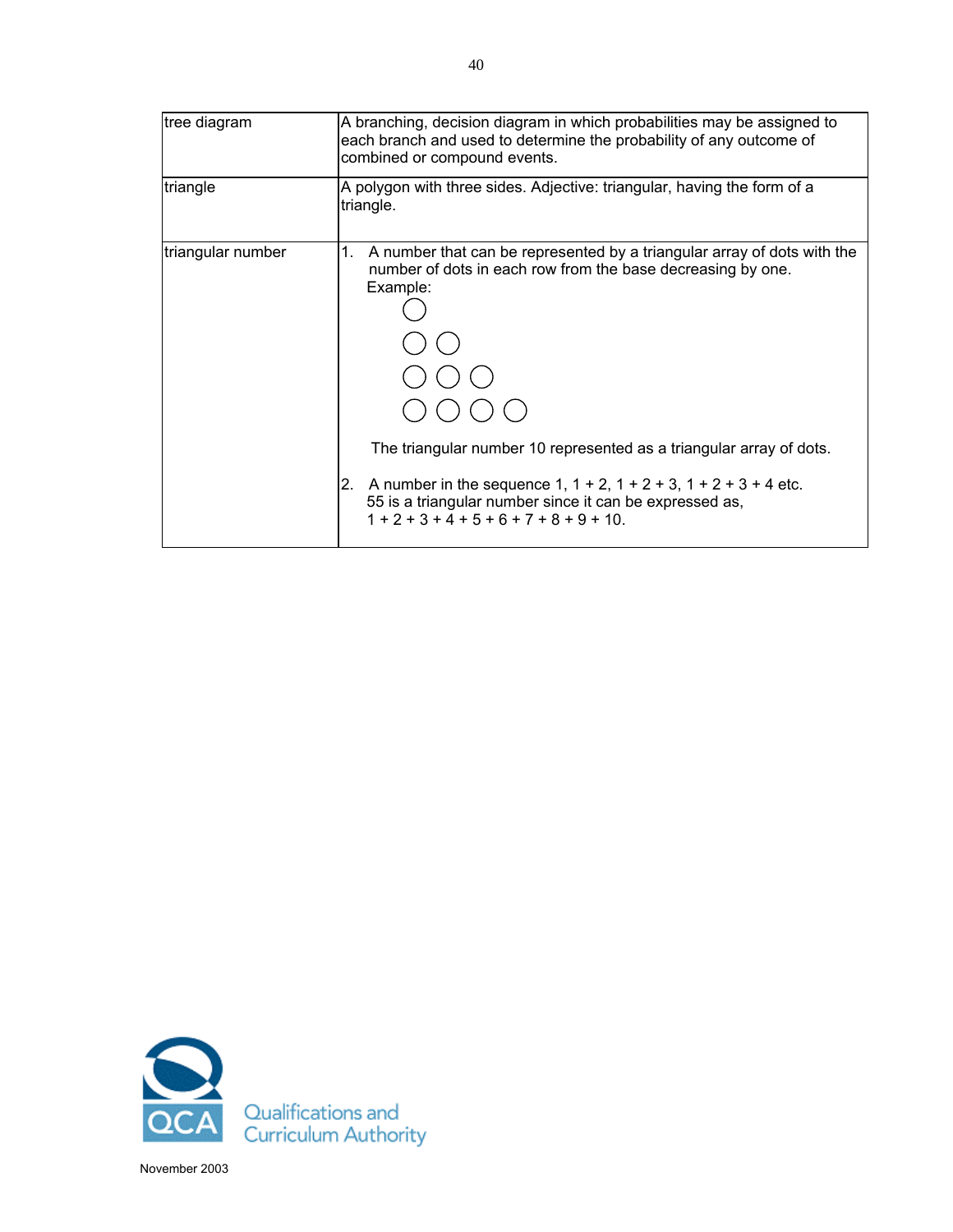| | |
|---|---|
| tree diagram | A branching, decision diagram in which probabilities may be assigned to each branch and used to determine the probability of any outcome of combined or compound events. |
| triangle | A polygon with three sides. Adjective: triangular, having the form of a triangle. |
| triangular number | 1. A number that can be represented by a triangular array of dots with the number of dots in each row from the base decreasing by one.<br>Example:<br>○<br>○ ○<br>○ ○ ○<br>○ ○ ○ ○<br>The triangular number 10 represented as a triangular array of dots.<br><br>2. A number in the sequence 1, 1 + 2, 1 + 2 + 3, 1 + 2 + 3 + 4 etc.<br>55 is a triangular number since it can be expressed as,<br>1 + 2 + 3 + 4 + 5 + 6 + 7 + 8 + 9 + 10. |

Qualifications and Curriculum Authority

November 2003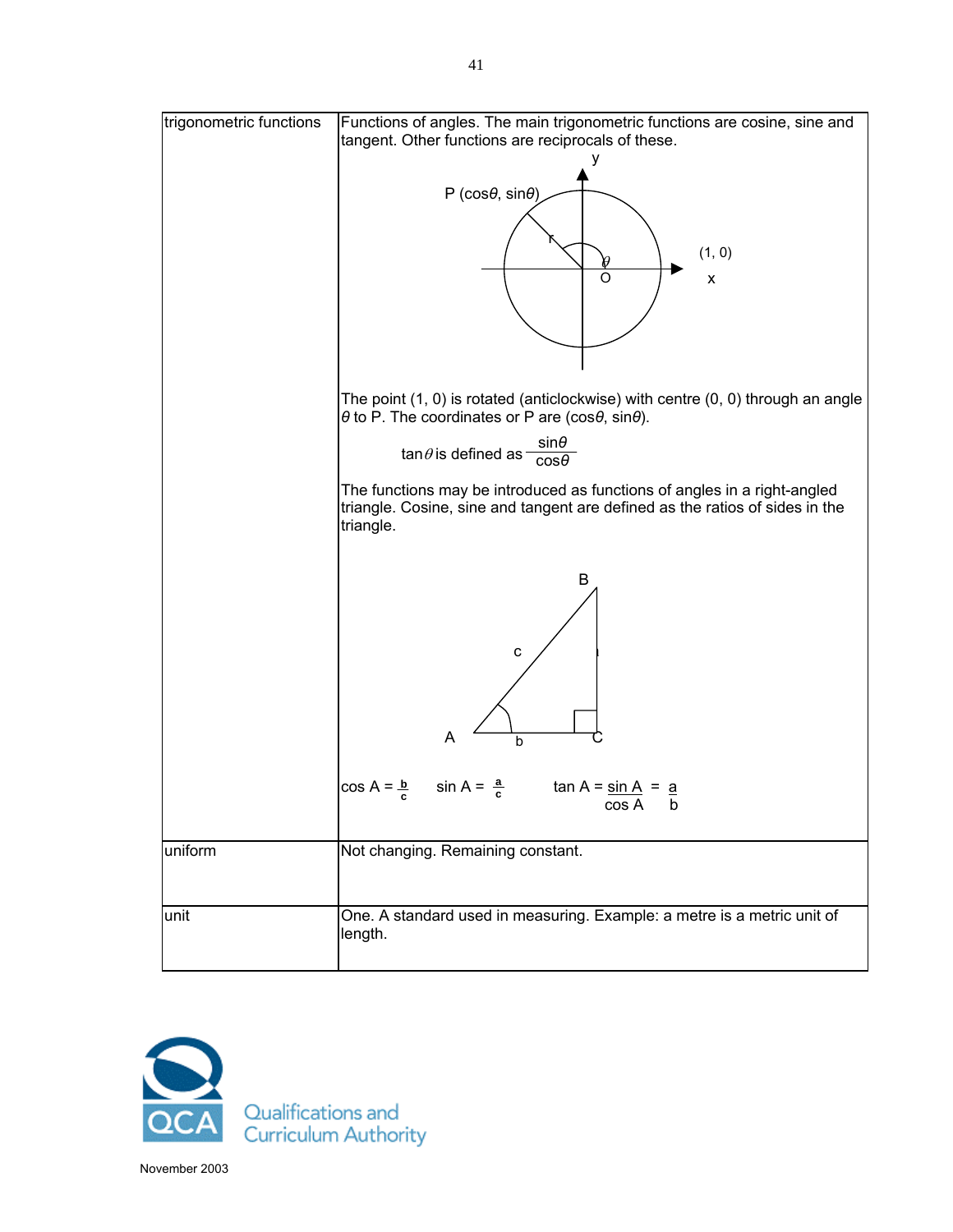| | |
|---|---|
| trigonometric functions | Functions of angles. The main trigonometric functions are cosine, sine and tangent. Other functions are reciprocals of these.<br><br>The point (1, 0) is rotated (anticlockwise) with centre (0, 0) through an angle $\theta$ to P. The coordinates or P are ($\cos\theta$, $\sin\theta$).<br><br>$\tan\theta$ is defined as $\frac{\sin\theta}{\cos\theta}$<br><br>The functions may be introduced as functions of angles in a right-angled triangle. Cosine, sine and tangent are defined as the ratios of sides in the triangle.<br><br>$\cos A = \frac{b}{c}$ $\sin A = \frac{a}{c}$ $\tan A = \frac{\sin A}{\cos A} = \frac{a}{b}$ |
| uniform | Not changing. Remaining constant. |
| unit | One. A standard used in measuring. Example: a metre is a metric unit of length. |

November 2003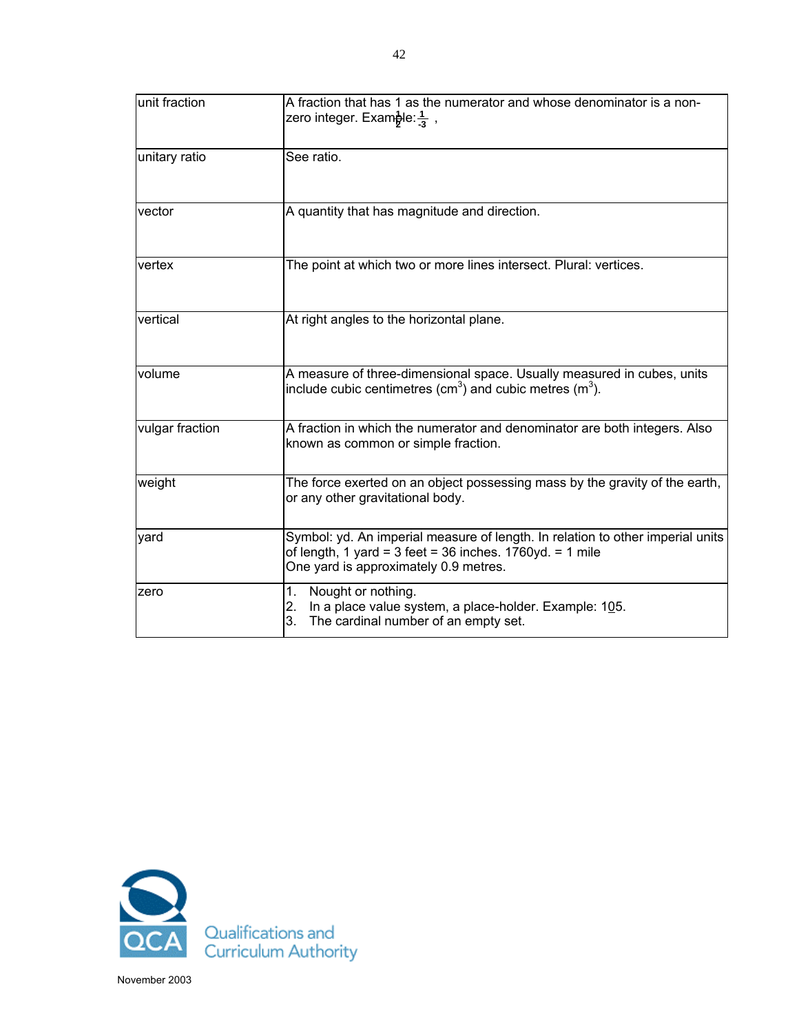| | |
|---|---|
| unit fraction | A fraction that has 1 as the numerator and whose denominator is a non-zero integer. Example: $\frac{1}{2}$, $\frac{1}{-3}$ |
| unitary ratio | See ratio. |
| vector | A quantity that has magnitude and direction. |
| vertex | The point at which two or more lines intersect. Plural: vertices. |
| vertical | At right angles to the horizontal plane. |
| volume | A measure of three-dimensional space. Usually measured in cubes, units include cubic centimetres ($cm^3$) and cubic metres ($m^3$). |
| vulgar fraction | A fraction in which the numerator and denominator are both integers. Also known as common or simple fraction. |
| weight | The force exerted on an object possessing mass by the gravity of the earth, or any other gravitational body. |
| yard | Symbol: yd. An imperial measure of length. In relation to other imperial units of length, 1 yard = 3 feet = 36 inches. 1760yd. = 1 mile<br>One yard is approximately 0.9 metres. |
| zero | 1. Nought or nothing.<br>2. In a place value system, a place-holder. Example: 1<u>0</u>5.<br>3. The cardinal number of an empty set. |

QCA Qualifications and Curriculum Authority

November 2003